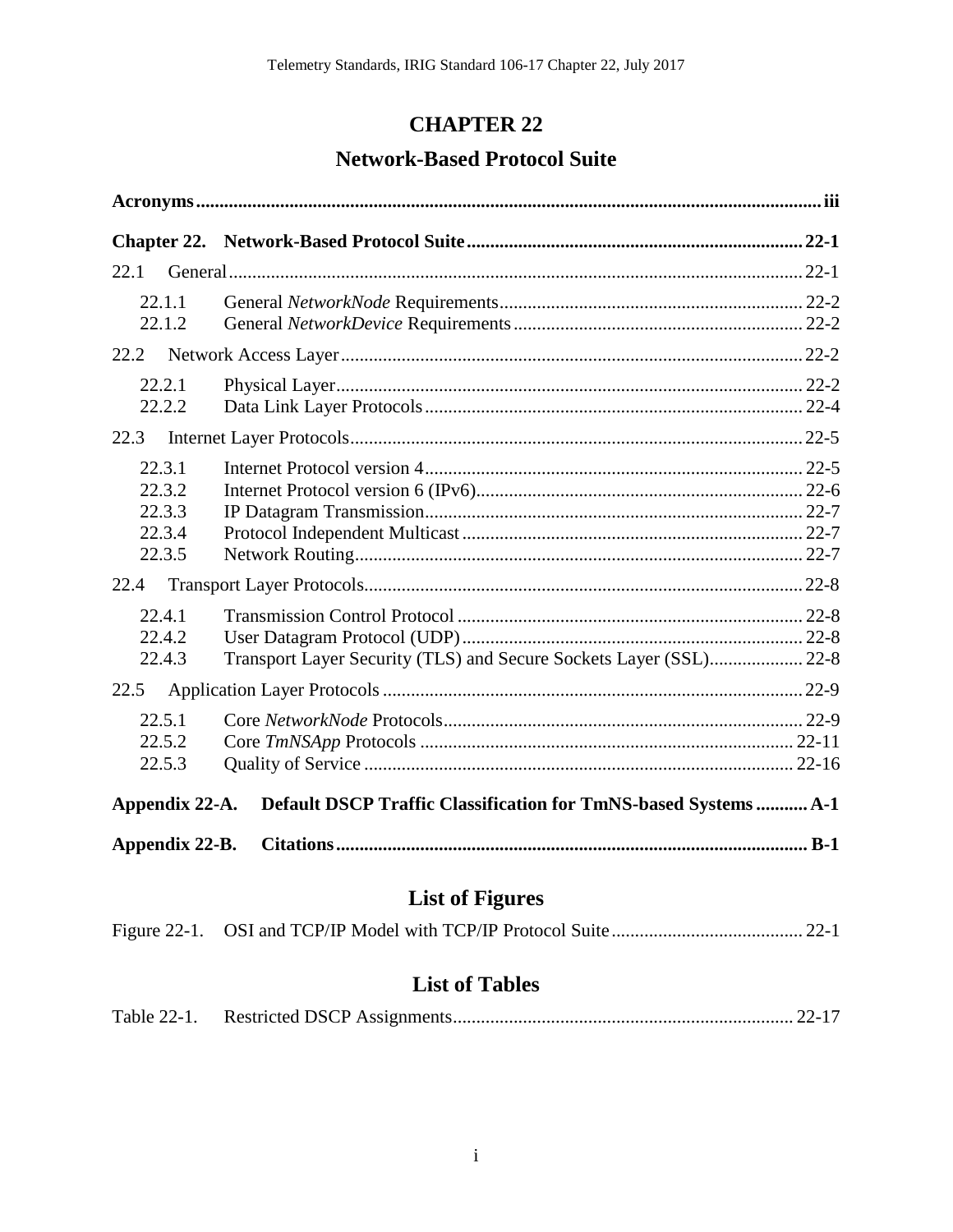# CHAPTER 22

## Network-Based Protocol Suite

**Acronyms** .......... **iii**

**Chapter 22. Network-Based Protocol Suite** .......... **22-1**

22.1 General .......... 22-1

- 22.1.1 General *NetworkNode* Requirements .......... 22-2
- 22.1.2 General *NetworkDevice* Requirements .......... 22-2

22.2 Network Access Layer .......... 22-2

- 22.2.1 Physical Layer .......... 22-2
- 22.2.2 Data Link Layer Protocols .......... 22-4

22.3 Internet Layer Protocols .......... 22-5

- 22.3.1 Internet Protocol version 4 .......... 22-5
- 22.3.2 Internet Protocol version 6 (IPv6) .......... 22-6
- 22.3.3 IP Datagram Transmission .......... 22-7
- 22.3.4 Protocol Independent Multicast .......... 22-7
- 22.3.5 Network Routing .......... 22-7

22.4 Transport Layer Protocols .......... 22-8

- 22.4.1 Transmission Control Protocol .......... 22-8
- 22.4.2 User Datagram Protocol (UDP) .......... 22-8
- 22.4.3 Transport Layer Security (TLS) and Secure Sockets Layer (SSL) .......... 22-8

22.5 Application Layer Protocols .......... 22-9

- 22.5.1 Core *NetworkNode* Protocols .......... 22-9
- 22.5.2 Core *TmNSApp* Protocols .......... 22-11
- 22.5.3 Quality of Service .......... 22-16

**Appendix 22-A. Default DSCP Traffic Classification for TmNS-based Systems** .......... **A-1**

**Appendix 22-B. Citations** .......... **B-1**

## List of Figures

Figure 22-1. OSI and TCP/IP Model with TCP/IP Protocol Suite .......... 22-1

## List of Tables

Table 22-1. Restricted DSCP Assignments .......... 22-17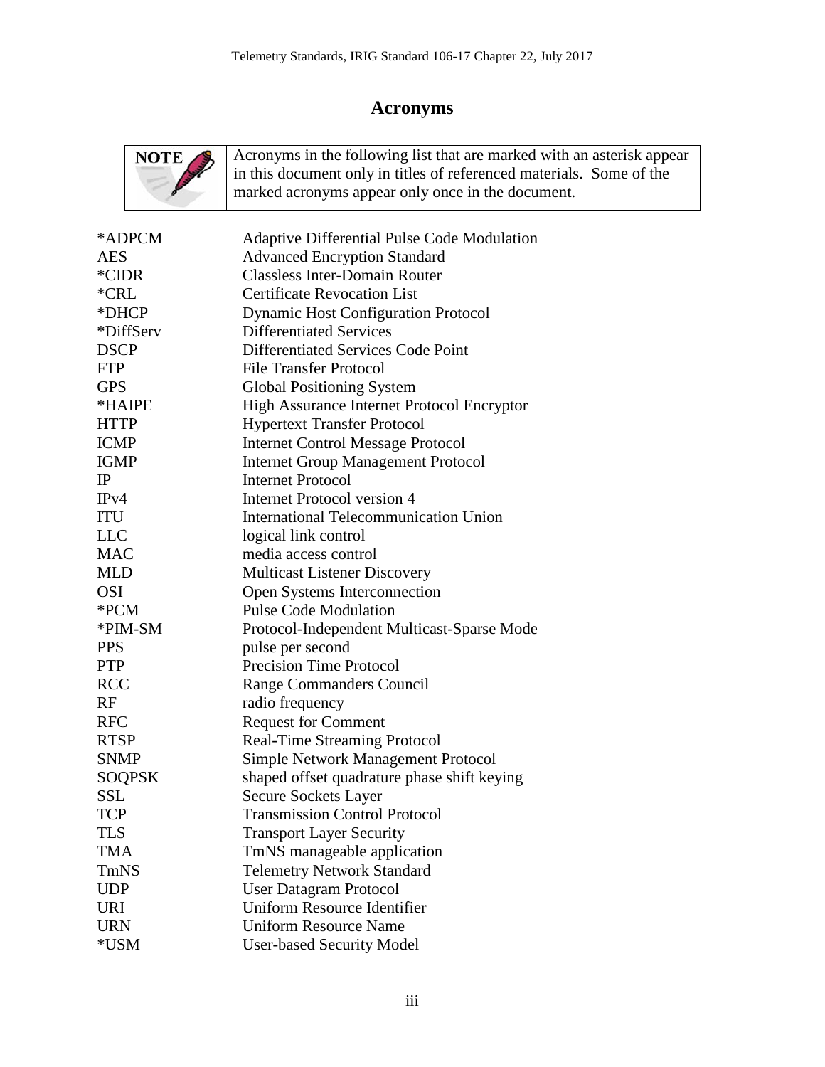# Acronyms

> **NOTE**: Acronyms in the following list that are marked with an asterisk appear in this document only in titles of referenced materials. Some of the marked acronyms appear only once in the document.

| | |
|---|---|
| *ADPCM | Adaptive Differential Pulse Code Modulation |
| AES | Advanced Encryption Standard |
| *CIDR | Classless Inter-Domain Router |
| *CRL | Certificate Revocation List |
| *DHCP | Dynamic Host Configuration Protocol |
| *DiffServ | Differentiated Services |
| DSCP | Differentiated Services Code Point |
| FTP | File Transfer Protocol |
| GPS | Global Positioning System |
| *HAIPE | High Assurance Internet Protocol Encryptor |
| HTTP | Hypertext Transfer Protocol |
| ICMP | Internet Control Message Protocol |
| IGMP | Internet Group Management Protocol |
| IP | Internet Protocol |
| IPv4 | Internet Protocol version 4 |
| ITU | International Telecommunication Union |
| LLC | logical link control |
| MAC | media access control |
| MLD | Multicast Listener Discovery |
| OSI | Open Systems Interconnection |
| *PCM | Pulse Code Modulation |
| *PIM-SM | Protocol-Independent Multicast-Sparse Mode |
| PPS | pulse per second |
| PTP | Precision Time Protocol |
| RCC | Range Commanders Council |
| RF | radio frequency |
| RFC | Request for Comment |
| RTSP | Real-Time Streaming Protocol |
| SNMP | Simple Network Management Protocol |
| SOQPSK | shaped offset quadrature phase shift keying |
| SSL | Secure Sockets Layer |
| TCP | Transmission Control Protocol |
| TLS | Transport Layer Security |
| TMA | TmNS manageable application |
| TmNS | Telemetry Network Standard |
| UDP | User Datagram Protocol |
| URI | Uniform Resource Identifier |
| URN | Uniform Resource Name |
| *USM | User-based Security Model |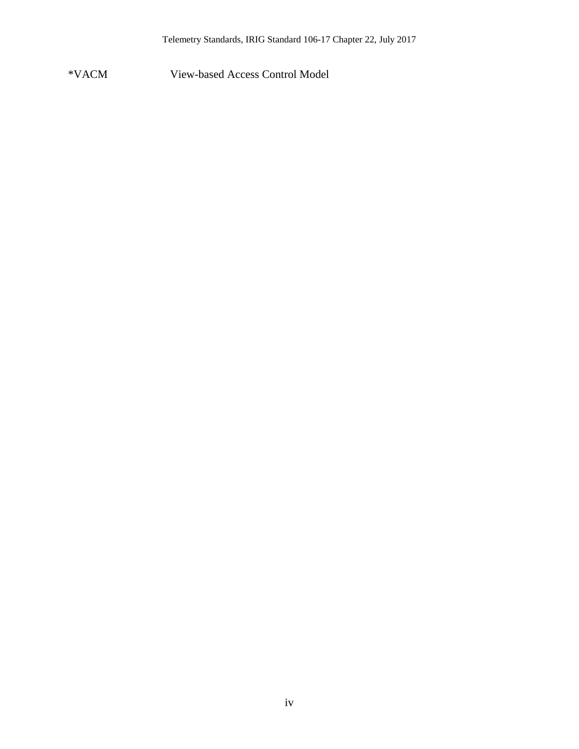*VACM View-based Access Control Model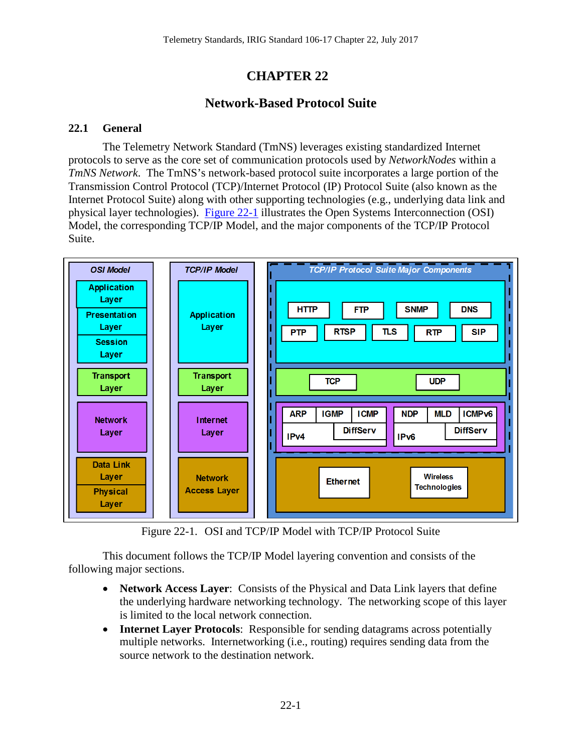# CHAPTER 22

## Network-Based Protocol Suite

### 22.1 General

The Telemetry Network Standard (TmNS) leverages existing standardized Internet protocols to serve as the core set of communication protocols used by *NetworkNodes* within a *TmNS Network*. The TmNS's network-based protocol suite incorporates a large portion of the Transmission Control Protocol (TCP)/Internet Protocol (IP) Protocol Suite (also known as the Internet Protocol Suite) along with other supporting technologies (e.g., underlying data link and physical layer technologies). Figure 22-1 illustrates the Open Systems Interconnection (OSI) Model, the corresponding TCP/IP Model, and the major components of the TCP/IP Protocol Suite.

Figure 22-1. OSI and TCP/IP Model with TCP/IP Protocol Suite

This document follows the TCP/IP Model layering convention and consists of the following major sections.

- **Network Access Layer**: Consists of the Physical and Data Link layers that define the underlying hardware networking technology. The networking scope of this layer is limited to the local network connection.
- **Internet Layer Protocols**: Responsible for sending datagrams across potentially multiple networks. Internetworking (i.e., routing) requires sending data from the source network to the destination network.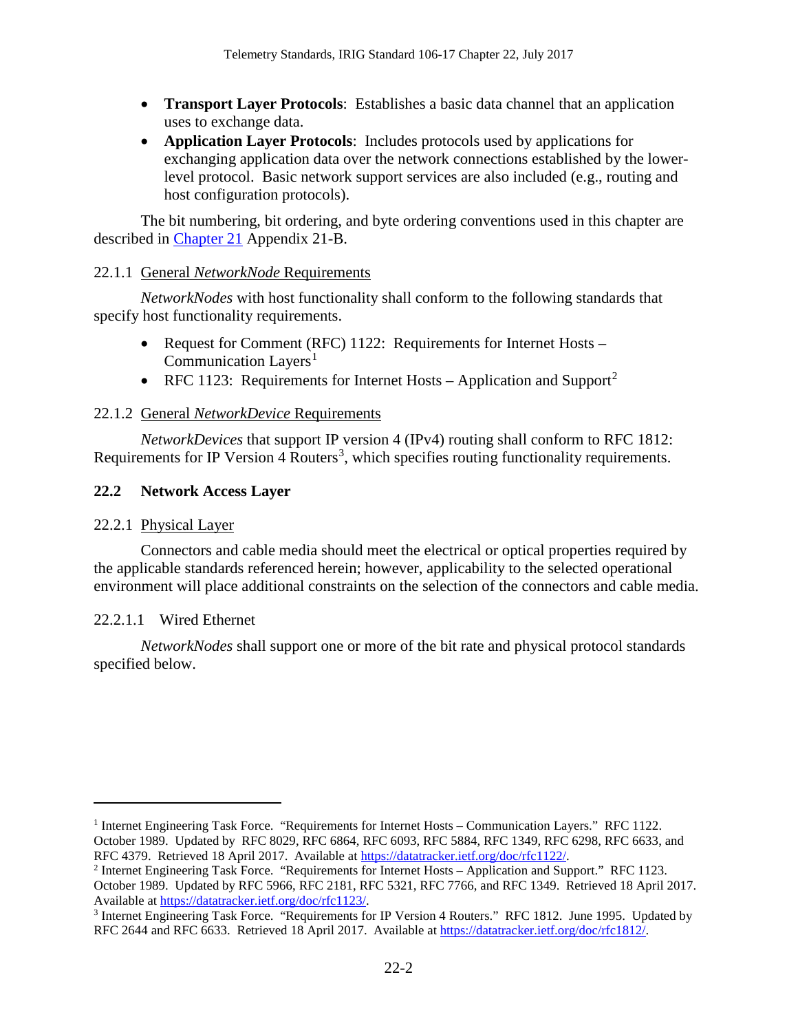- **Transport Layer Protocols**: Establishes a basic data channel that an application uses to exchange data.
- **Application Layer Protocols**: Includes protocols used by applications for exchanging application data over the network connections established by the lower-level protocol. Basic network support services are also included (e.g., routing and host configuration protocols).

The bit numbering, bit ordering, and byte ordering conventions used in this chapter are described in [Chapter 21](#) Appendix 21-B.

### 22.1.1 General *NetworkNode* Requirements

*NetworkNodes* with host functionality shall conform to the following standards that specify host functionality requirements.

- Request for Comment (RFC) 1122: Requirements for Internet Hosts – Communication Layers[1]
- RFC 1123: Requirements for Internet Hosts – Application and Support[2]

### 22.1.2 General *NetworkDevice* Requirements

*NetworkDevices* that support IP version 4 (IPv4) routing shall conform to RFC 1812: Requirements for IP Version 4 Routers[3], which specifies routing functionality requirements.

## 22.2 Network Access Layer

### 22.2.1 Physical Layer

Connectors and cable media should meet the electrical or optical properties required by the applicable standards referenced herein; however, applicability to the selected operational environment will place additional constraints on the selection of the connectors and cable media.

#### 22.2.1.1 Wired Ethernet

*NetworkNodes* shall support one or more of the bit rate and physical protocol standards specified below.

---

[1] Internet Engineering Task Force. "Requirements for Internet Hosts – Communication Layers." RFC 1122. October 1989. Updated by RFC 8029, RFC 6864, RFC 6093, RFC 5884, RFC 1349, RFC 6298, RFC 6633, and RFC 4379. Retrieved 18 April 2017. Available at https://datatracker.ietf.org/doc/rfc1122/.

[2] Internet Engineering Task Force. "Requirements for Internet Hosts – Application and Support." RFC 1123. October 1989. Updated by RFC 5966, RFC 2181, RFC 5321, RFC 7766, and RFC 1349. Retrieved 18 April 2017. Available at https://datatracker.ietf.org/doc/rfc1123/.

[3] Internet Engineering Task Force. "Requirements for IP Version 4 Routers." RFC 1812. June 1995. Updated by RFC 2644 and RFC 6633. Retrieved 18 April 2017. Available at https://datatracker.ietf.org/doc/rfc1812/.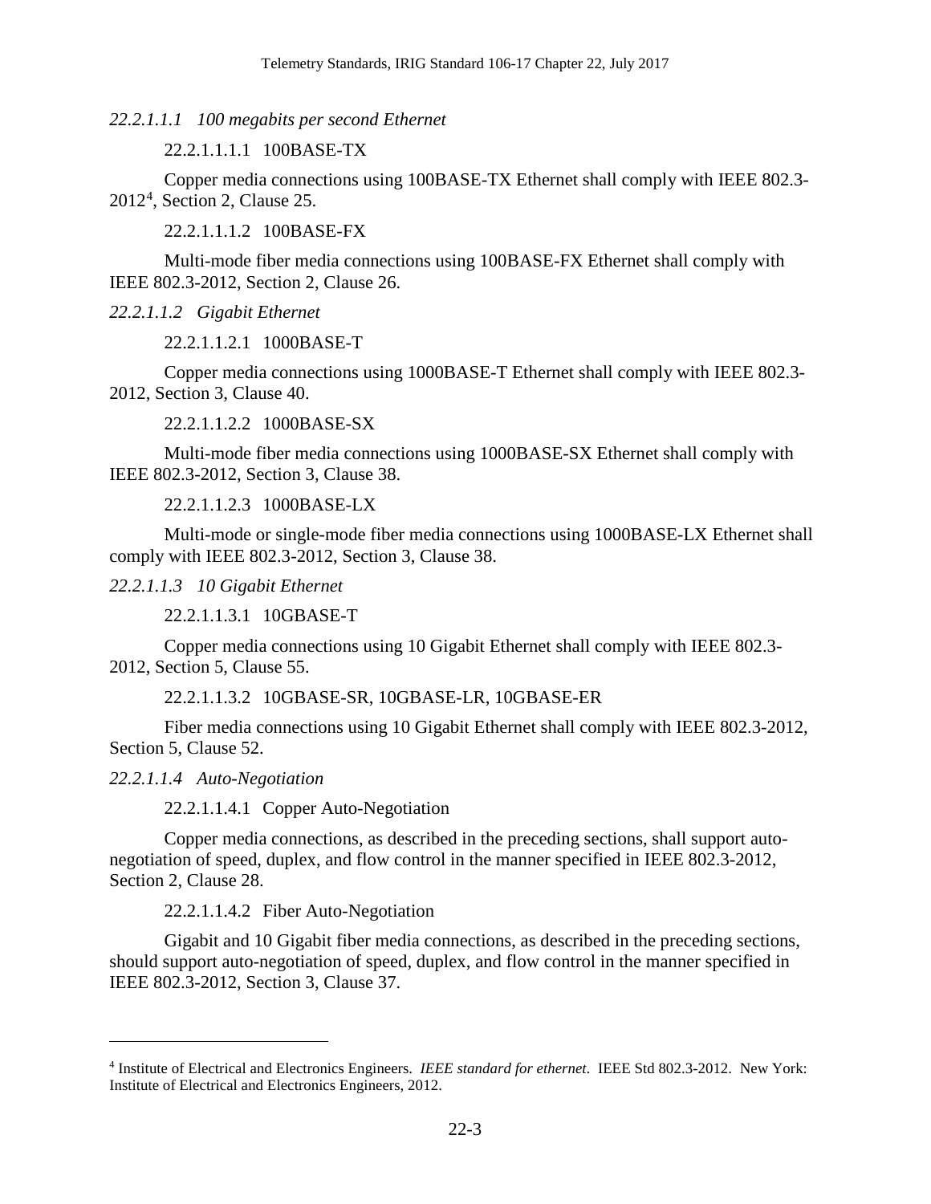*22.2.1.1.1 100 megabits per second Ethernet*

22.2.1.1.1.1 100BASE-TX

Copper media connections using 100BASE-TX Ethernet shall comply with IEEE 802.3-2012[4], Section 2, Clause 25.

22.2.1.1.1.2 100BASE-FX

Multi-mode fiber media connections using 100BASE-FX Ethernet shall comply with IEEE 802.3-2012, Section 2, Clause 26.

*22.2.1.1.2 Gigabit Ethernet*

22.2.1.1.2.1 1000BASE-T

Copper media connections using 1000BASE-T Ethernet shall comply with IEEE 802.3-2012, Section 3, Clause 40.

22.2.1.1.2.2 1000BASE-SX

Multi-mode fiber media connections using 1000BASE-SX Ethernet shall comply with IEEE 802.3-2012, Section 3, Clause 38.

22.2.1.1.2.3 1000BASE-LX

Multi-mode or single-mode fiber media connections using 1000BASE-LX Ethernet shall comply with IEEE 802.3-2012, Section 3, Clause 38.

*22.2.1.1.3 10 Gigabit Ethernet*

22.2.1.1.3.1 10GBASE-T

Copper media connections using 10 Gigabit Ethernet shall comply with IEEE 802.3-2012, Section 5, Clause 55.

22.2.1.1.3.2 10GBASE-SR, 10GBASE-LR, 10GBASE-ER

Fiber media connections using 10 Gigabit Ethernet shall comply with IEEE 802.3-2012, Section 5, Clause 52.

*22.2.1.1.4 Auto-Negotiation*

22.2.1.1.4.1 Copper Auto-Negotiation

Copper media connections, as described in the preceding sections, shall support auto-negotiation of speed, duplex, and flow control in the manner specified in IEEE 802.3-2012, Section 2, Clause 28.

22.2.1.1.4.2 Fiber Auto-Negotiation

Gigabit and 10 Gigabit fiber media connections, as described in the preceding sections, should support auto-negotiation of speed, duplex, and flow control in the manner specified in IEEE 802.3-2012, Section 3, Clause 37.

---

[4] Institute of Electrical and Electronics Engineers. *IEEE standard for ethernet*. IEEE Std 802.3-2012. New York: Institute of Electrical and Electronics Engineers, 2012.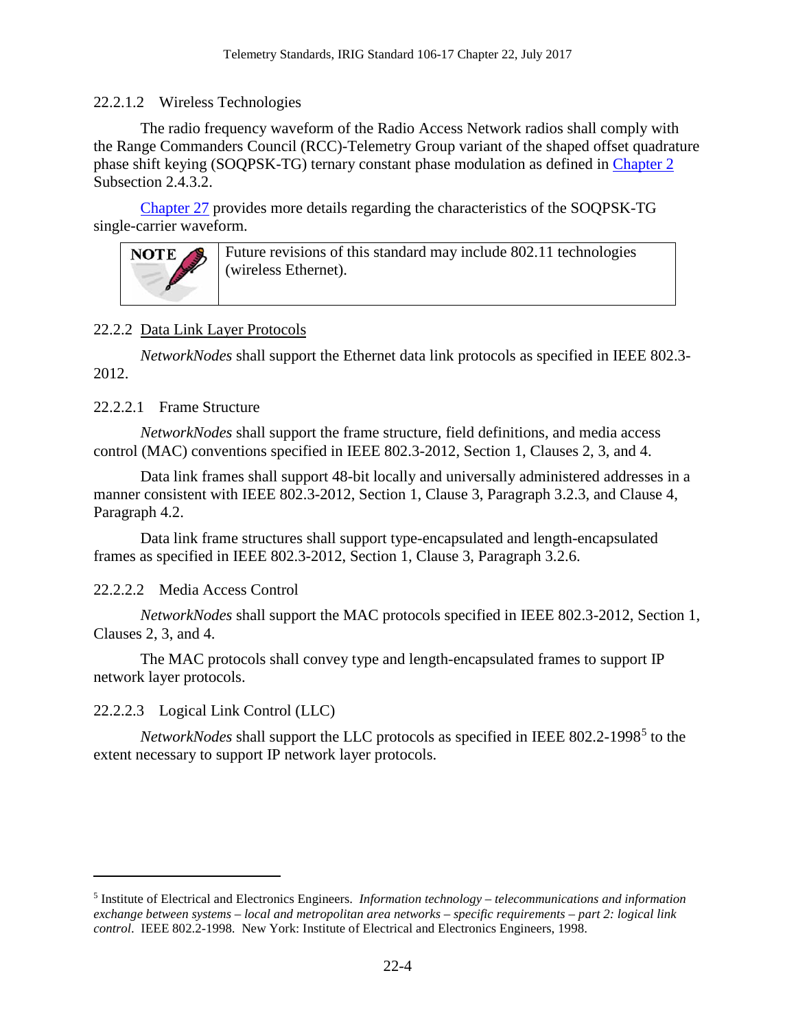#### 22.2.1.2 Wireless Technologies

The radio frequency waveform of the Radio Access Network radios shall comply with the Range Commanders Council (RCC)-Telemetry Group variant of the shaped offset quadrature phase shift keying (SOQPSK-TG) ternary constant phase modulation as defined in Chapter 2 Subsection 2.4.3.2.

Chapter 27 provides more details regarding the characteristics of the SOQPSK-TG single-carrier waveform.

| NOTE | Future revisions of this standard may include 802.11 technologies (wireless Ethernet). |
|---|---|

### 22.2.2 Data Link Layer Protocols

*NetworkNodes* shall support the Ethernet data link protocols as specified in IEEE 802.3-2012.

#### 22.2.2.1 Frame Structure

*NetworkNodes* shall support the frame structure, field definitions, and media access control (MAC) conventions specified in IEEE 802.3-2012, Section 1, Clauses 2, 3, and 4.

Data link frames shall support 48-bit locally and universally administered addresses in a manner consistent with IEEE 802.3-2012, Section 1, Clause 3, Paragraph 3.2.3, and Clause 4, Paragraph 4.2.

Data link frame structures shall support type-encapsulated and length-encapsulated frames as specified in IEEE 802.3-2012, Section 1, Clause 3, Paragraph 3.2.6.

#### 22.2.2.2 Media Access Control

*NetworkNodes* shall support the MAC protocols specified in IEEE 802.3-2012, Section 1, Clauses 2, 3, and 4.

The MAC protocols shall convey type and length-encapsulated frames to support IP network layer protocols.

#### 22.2.2.3 Logical Link Control (LLC)

*NetworkNodes* shall support the LLC protocols as specified in IEEE 802.2-1998[5] to the extent necessary to support IP network layer protocols.

---

[5] Institute of Electrical and Electronics Engineers. *Information technology – telecommunications and information exchange between systems – local and metropolitan area networks – specific requirements – part 2: logical link control*. IEEE 802.2-1998. New York: Institute of Electrical and Electronics Engineers, 1998.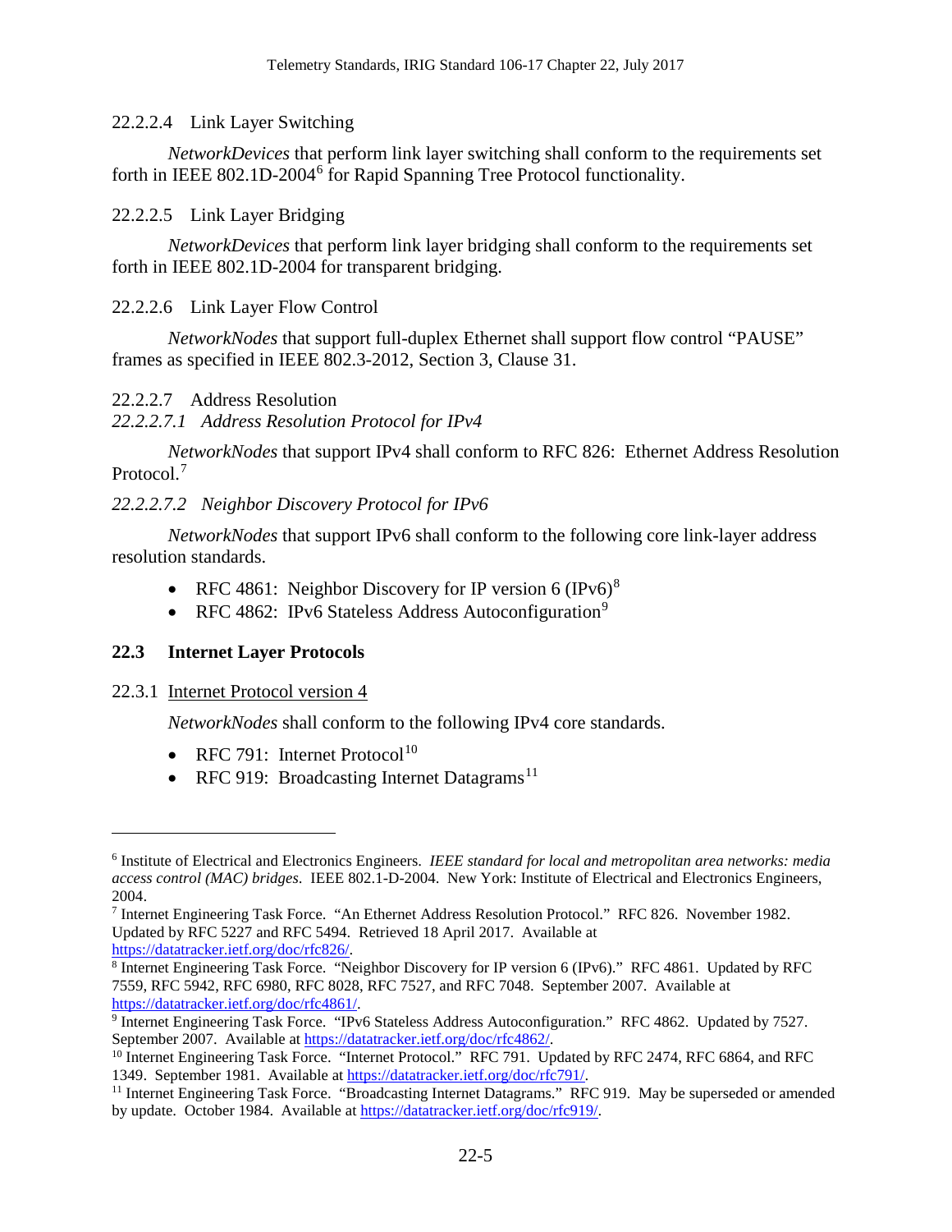#### 22.2.2.4 Link Layer Switching

*NetworkDevices* that perform link layer switching shall conform to the requirements set forth in IEEE 802.1D-2004[6] for Rapid Spanning Tree Protocol functionality.

#### 22.2.2.5 Link Layer Bridging

*NetworkDevices* that perform link layer bridging shall conform to the requirements set forth in IEEE 802.1D-2004 for transparent bridging.

#### 22.2.2.6 Link Layer Flow Control

*NetworkNodes* that support full-duplex Ethernet shall support flow control "PAUSE" frames as specified in IEEE 802.3-2012, Section 3, Clause 31.

#### 22.2.2.7 Address Resolution

##### *22.2.2.7.1 Address Resolution Protocol for IPv4*

*NetworkNodes* that support IPv4 shall conform to RFC 826: Ethernet Address Resolution Protocol.[7]

##### *22.2.2.7.2 Neighbor Discovery Protocol for IPv6*

*NetworkNodes* that support IPv6 shall conform to the following core link-layer address resolution standards.

- RFC 4861: Neighbor Discovery for IP version 6 (IPv6)[8]
- RFC 4862: IPv6 Stateless Address Autoconfiguration[9]

## 22.3 Internet Layer Protocols

### 22.3.1 Internet Protocol version 4

*NetworkNodes* shall conform to the following IPv4 core standards.

- RFC 791: Internet Protocol[10]
- RFC 919: Broadcasting Internet Datagrams[11]

---

[6] Institute of Electrical and Electronics Engineers. *IEEE standard for local and metropolitan area networks: media access control (MAC) bridges*. IEEE 802.1-D-2004. New York: Institute of Electrical and Electronics Engineers, 2004.

[7] Internet Engineering Task Force. "An Ethernet Address Resolution Protocol." RFC 826. November 1982. Updated by RFC 5227 and RFC 5494. Retrieved 18 April 2017. Available at https://datatracker.ietf.org/doc/rfc826/.

[8] Internet Engineering Task Force. "Neighbor Discovery for IP version 6 (IPv6)." RFC 4861. Updated by RFC 7559, RFC 5942, RFC 6980, RFC 8028, RFC 7527, and RFC 7048. September 2007. Available at https://datatracker.ietf.org/doc/rfc4861/.

[9] Internet Engineering Task Force. "IPv6 Stateless Address Autoconfiguration." RFC 4862. Updated by 7527. September 2007. Available at https://datatracker.ietf.org/doc/rfc4862/.

[10] Internet Engineering Task Force. "Internet Protocol." RFC 791. Updated by RFC 2474, RFC 6864, and RFC 1349. September 1981. Available at https://datatracker.ietf.org/doc/rfc791/.

[11] Internet Engineering Task Force. "Broadcasting Internet Datagrams." RFC 919. May be superseded or amended by update. October 1984. Available at https://datatracker.ietf.org/doc/rfc919/.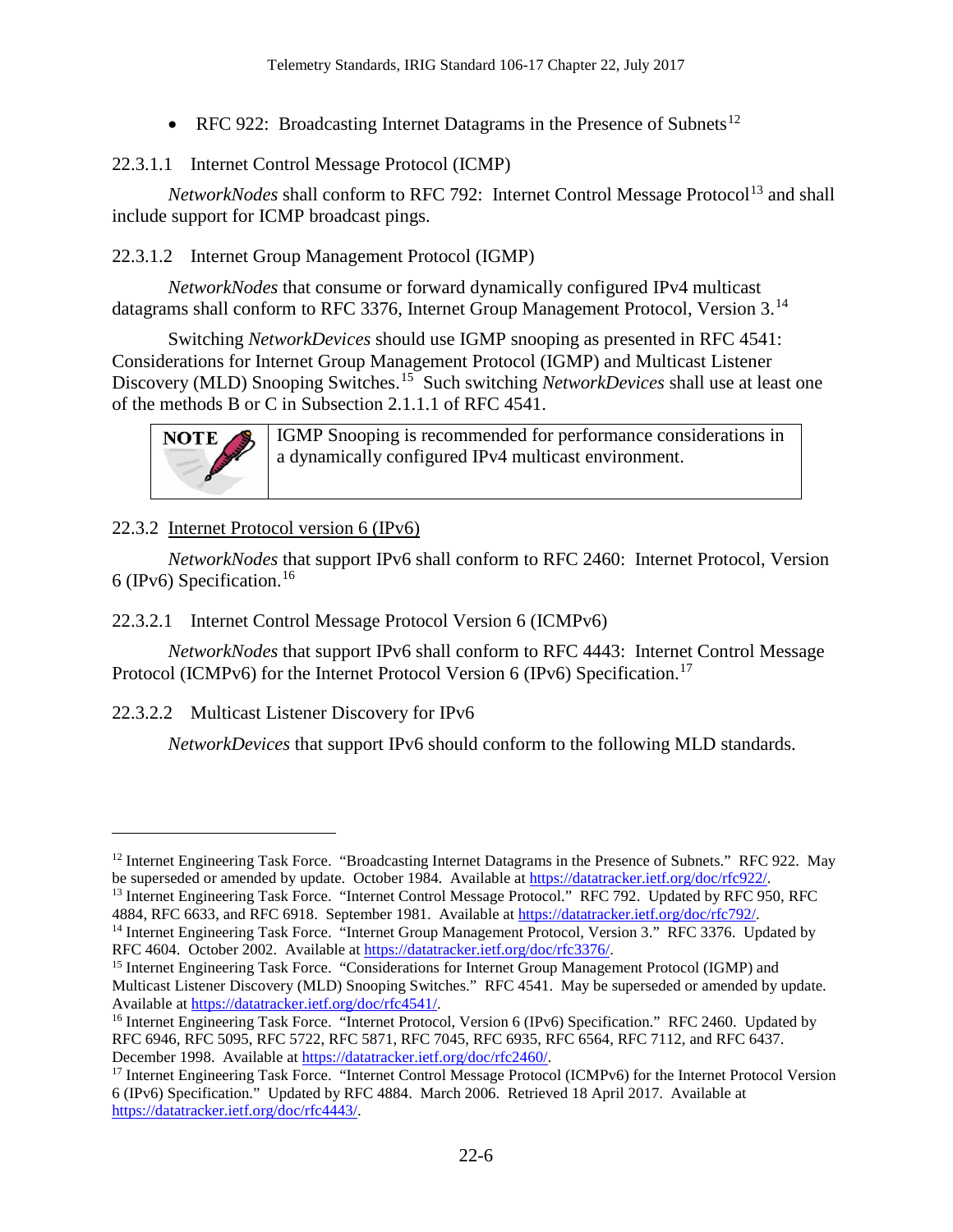- RFC 922: Broadcasting Internet Datagrams in the Presence of Subnets[12]

#### 22.3.1.1 Internet Control Message Protocol (ICMP)

*NetworkNodes* shall conform to RFC 792: Internet Control Message Protocol[13] and shall include support for ICMP broadcast pings.

#### 22.3.1.2 Internet Group Management Protocol (IGMP)

*NetworkNodes* that consume or forward dynamically configured IPv4 multicast datagrams shall conform to RFC 3376, Internet Group Management Protocol, Version 3.[14]

Switching *NetworkDevices* should use IGMP snooping as presented in RFC 4541: Considerations for Internet Group Management Protocol (IGMP) and Multicast Listener Discovery (MLD) Snooping Switches.[15] Such switching *NetworkDevices* shall use at least one of the methods B or C in Subsection 2.1.1.1 of RFC 4541.

> **NOTE** IGMP Snooping is recommended for performance considerations in a dynamically configured IPv4 multicast environment.

### 22.3.2 Internet Protocol version 6 (IPv6)

*NetworkNodes* that support IPv6 shall conform to RFC 2460: Internet Protocol, Version 6 (IPv6) Specification.[16]

#### 22.3.2.1 Internet Control Message Protocol Version 6 (ICMPv6)

*NetworkNodes* that support IPv6 shall conform to RFC 4443: Internet Control Message Protocol (ICMPv6) for the Internet Protocol Version 6 (IPv6) Specification.[17]

#### 22.3.2.2 Multicast Listener Discovery for IPv6

*NetworkDevices* that support IPv6 should conform to the following MLD standards.

---

[12] Internet Engineering Task Force. "Broadcasting Internet Datagrams in the Presence of Subnets." RFC 922. May be superseded or amended by update. October 1984. Available at https://datatracker.ietf.org/doc/rfc922/.

[13] Internet Engineering Task Force. "Internet Control Message Protocol." RFC 792. Updated by RFC 950, RFC 4884, RFC 6633, and RFC 6918. September 1981. Available at https://datatracker.ietf.org/doc/rfc792/.

[14] Internet Engineering Task Force. "Internet Group Management Protocol, Version 3." RFC 3376. Updated by RFC 4604. October 2002. Available at https://datatracker.ietf.org/doc/rfc3376/.

[15] Internet Engineering Task Force. "Considerations for Internet Group Management Protocol (IGMP) and Multicast Listener Discovery (MLD) Snooping Switches." RFC 4541. May be superseded or amended by update. Available at https://datatracker.ietf.org/doc/rfc4541/.

[16] Internet Engineering Task Force. "Internet Protocol, Version 6 (IPv6) Specification." RFC 2460. Updated by RFC 6946, RFC 5095, RFC 5722, RFC 5871, RFC 7045, RFC 6935, RFC 6564, RFC 7112, and RFC 6437. December 1998. Available at https://datatracker.ietf.org/doc/rfc2460/.

[17] Internet Engineering Task Force. "Internet Control Message Protocol (ICMPv6) for the Internet Protocol Version 6 (IPv6) Specification." Updated by RFC 4884. March 2006. Retrieved 18 April 2017. Available at https://datatracker.ietf.org/doc/rfc4443/.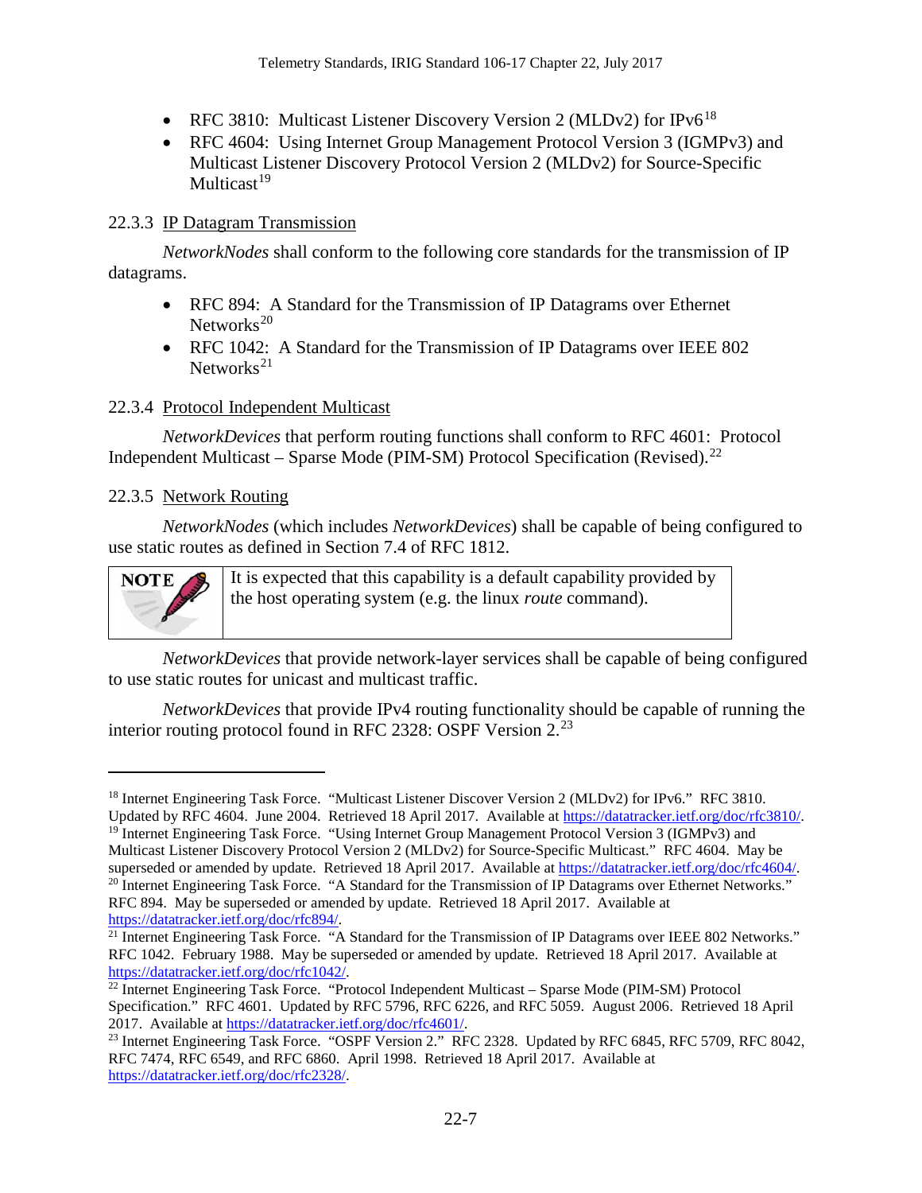- RFC 3810: Multicast Listener Discovery Version 2 (MLDv2) for IPv6[18]
- RFC 4604: Using Internet Group Management Protocol Version 3 (IGMPv3) and Multicast Listener Discovery Protocol Version 2 (MLDv2) for Source-Specific Multicast[19]

### 22.3.3 IP Datagram Transmission

*NetworkNodes* shall conform to the following core standards for the transmission of IP datagrams.

- RFC 894: A Standard for the Transmission of IP Datagrams over Ethernet Networks[20]
- RFC 1042: A Standard for the Transmission of IP Datagrams over IEEE 802 Networks[21]

### 22.3.4 Protocol Independent Multicast

*NetworkDevices* that perform routing functions shall conform to RFC 4601: Protocol Independent Multicast – Sparse Mode (PIM-SM) Protocol Specification (Revised).[22]

### 22.3.5 Network Routing

*NetworkNodes* (which includes *NetworkDevices*) shall be capable of being configured to use static routes as defined in Section 7.4 of RFC 1812.

| NOTE | It is expected that this capability is a default capability provided by the host operating system (e.g. the linux *route* command). |
|---|---|

*NetworkDevices* that provide network-layer services shall be capable of being configured to use static routes for unicast and multicast traffic.

*NetworkDevices* that provide IPv4 routing functionality should be capable of running the interior routing protocol found in RFC 2328: OSPF Version 2.[23]

---

[18] Internet Engineering Task Force. "Multicast Listener Discover Version 2 (MLDv2) for IPv6." RFC 3810. Updated by RFC 4604. June 2004. Retrieved 18 April 2017. Available at https://datatracker.ietf.org/doc/rfc3810/.

[19] Internet Engineering Task Force. "Using Internet Group Management Protocol Version 3 (IGMPv3) and Multicast Listener Discovery Protocol Version 2 (MLDv2) for Source-Specific Multicast." RFC 4604. May be superseded or amended by update. Retrieved 18 April 2017. Available at https://datatracker.ietf.org/doc/rfc4604/.

[20] Internet Engineering Task Force. "A Standard for the Transmission of IP Datagrams over Ethernet Networks." RFC 894. May be superseded or amended by update. Retrieved 18 April 2017. Available at https://datatracker.ietf.org/doc/rfc894/.

[21] Internet Engineering Task Force. "A Standard for the Transmission of IP Datagrams over IEEE 802 Networks." RFC 1042. February 1988. May be superseded or amended by update. Retrieved 18 April 2017. Available at https://datatracker.ietf.org/doc/rfc1042/.

[22] Internet Engineering Task Force. "Protocol Independent Multicast – Sparse Mode (PIM-SM) Protocol Specification." RFC 4601. Updated by RFC 5796, RFC 6226, and RFC 5059. August 2006. Retrieved 18 April 2017. Available at https://datatracker.ietf.org/doc/rfc4601/.

[23] Internet Engineering Task Force. "OSPF Version 2." RFC 2328. Updated by RFC 6845, RFC 5709, RFC 8042, RFC 7474, RFC 6549, and RFC 6860. April 1998. Retrieved 18 April 2017. Available at https://datatracker.ietf.org/doc/rfc2328/.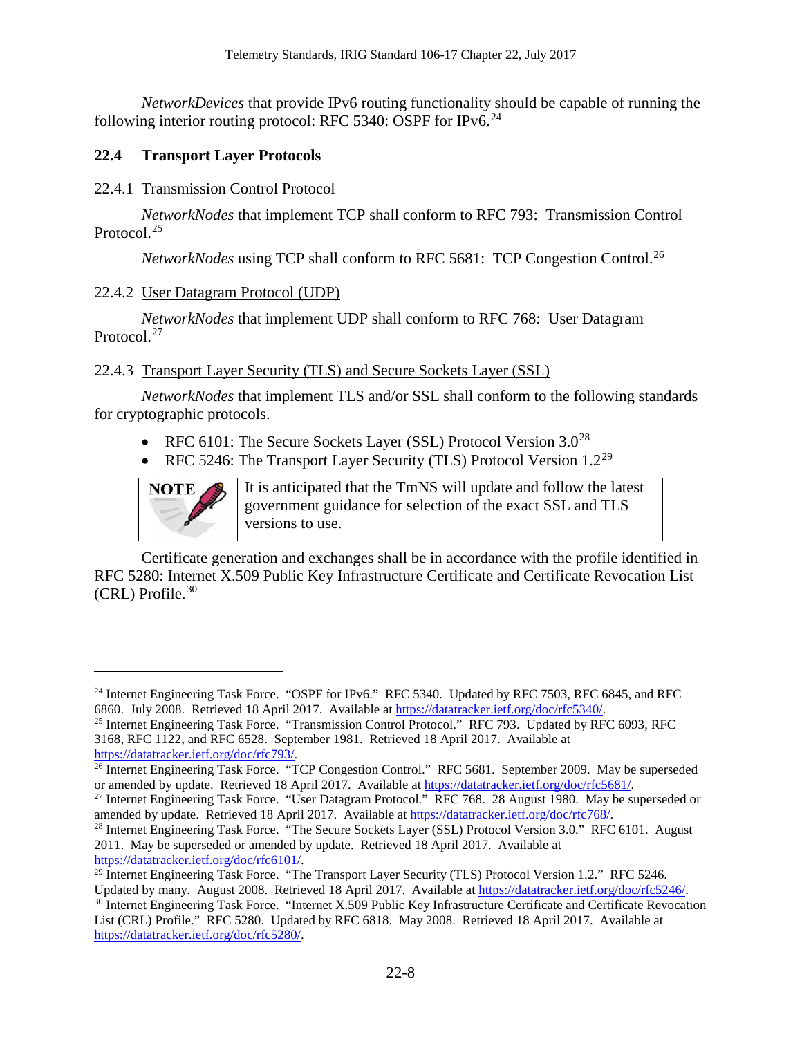*NetworkDevices* that provide IPv6 routing functionality should be capable of running the following interior routing protocol: RFC 5340: OSPF for IPv6.[24]

## 22.4 Transport Layer Protocols

### 22.4.1 Transmission Control Protocol

*NetworkNodes* that implement TCP shall conform to RFC 793: Transmission Control Protocol.[25]

*NetworkNodes* using TCP shall conform to RFC 5681: TCP Congestion Control.[26]

### 22.4.2 User Datagram Protocol (UDP)

*NetworkNodes* that implement UDP shall conform to RFC 768: User Datagram Protocol.[27]

### 22.4.3 Transport Layer Security (TLS) and Secure Sockets Layer (SSL)

*NetworkNodes* that implement TLS and/or SSL shall conform to the following standards for cryptographic protocols.

- RFC 6101: The Secure Sockets Layer (SSL) Protocol Version 3.0[28]
- RFC 5246: The Transport Layer Security (TLS) Protocol Version 1.2[29]

| NOTE | It is anticipated that the TmNS will update and follow the latest government guidance for selection of the exact SSL and TLS versions to use. |
|---|---|

Certificate generation and exchanges shall be in accordance with the profile identified in RFC 5280: Internet X.509 Public Key Infrastructure Certificate and Certificate Revocation List (CRL) Profile.[30]

---

[24] Internet Engineering Task Force. "OSPF for IPv6." RFC 5340. Updated by RFC 7503, RFC 6845, and RFC 6860. July 2008. Retrieved 18 April 2017. Available at https://datatracker.ietf.org/doc/rfc5340/.

[25] Internet Engineering Task Force. "Transmission Control Protocol." RFC 793. Updated by RFC 6093, RFC 3168, RFC 1122, and RFC 6528. September 1981. Retrieved 18 April 2017. Available at https://datatracker.ietf.org/doc/rfc793/.

[26] Internet Engineering Task Force. "TCP Congestion Control." RFC 5681. September 2009. May be superseded or amended by update. Retrieved 18 April 2017. Available at https://datatracker.ietf.org/doc/rfc5681/.

[27] Internet Engineering Task Force. "User Datagram Protocol." RFC 768. 28 August 1980. May be superseded or amended by update. Retrieved 18 April 2017. Available at https://datatracker.ietf.org/doc/rfc768/.

[28] Internet Engineering Task Force. "The Secure Sockets Layer (SSL) Protocol Version 3.0." RFC 6101. August 2011. May be superseded or amended by update. Retrieved 18 April 2017. Available at https://datatracker.ietf.org/doc/rfc6101/.

[29] Internet Engineering Task Force. "The Transport Layer Security (TLS) Protocol Version 1.2." RFC 5246. Updated by many. August 2008. Retrieved 18 April 2017. Available at https://datatracker.ietf.org/doc/rfc5246/.

[30] Internet Engineering Task Force. "Internet X.509 Public Key Infrastructure Certificate and Certificate Revocation List (CRL) Profile." RFC 5280. Updated by RFC 6818. May 2008. Retrieved 18 April 2017. Available at https://datatracker.ietf.org/doc/rfc5280/.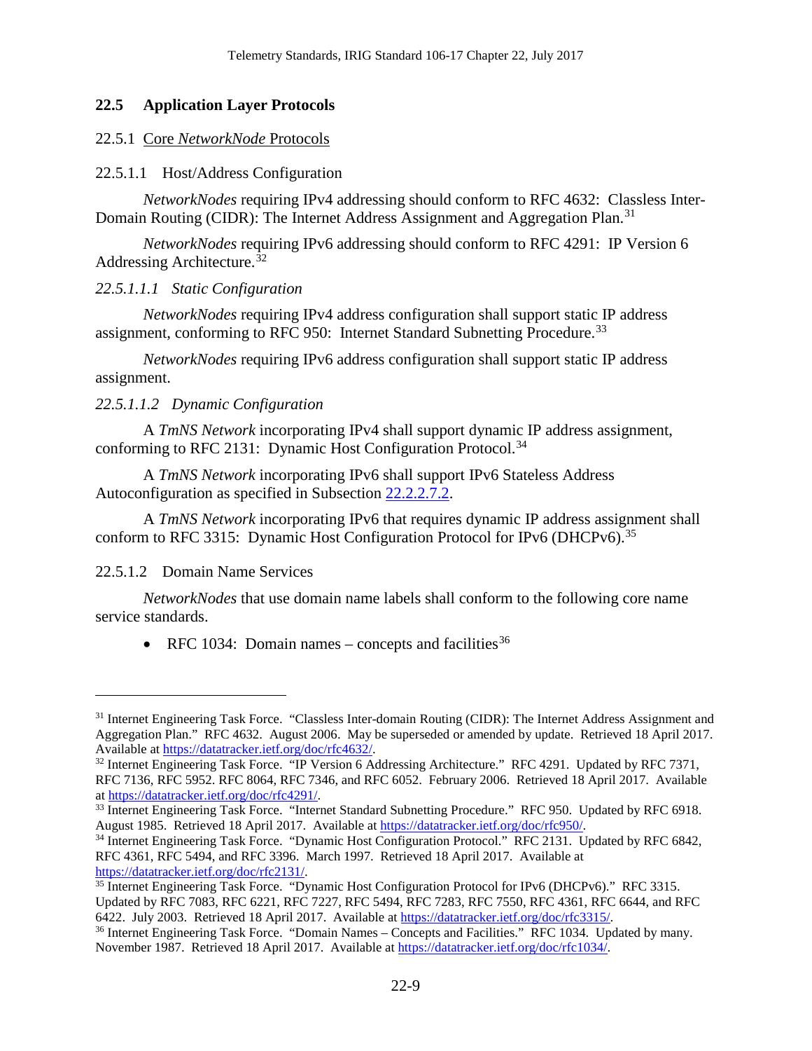## 22.5 Application Layer Protocols

### 22.5.1 Core *NetworkNode* Protocols

#### 22.5.1.1 Host/Address Configuration

*NetworkNodes* requiring IPv4 addressing should conform to RFC 4632: Classless Inter-Domain Routing (CIDR): The Internet Address Assignment and Aggregation Plan.[31]

*NetworkNodes* requiring IPv6 addressing should conform to RFC 4291: IP Version 6 Addressing Architecture.[32]

##### *22.5.1.1.1 Static Configuration*

*NetworkNodes* requiring IPv4 address configuration shall support static IP address assignment, conforming to RFC 950: Internet Standard Subnetting Procedure.[33]

*NetworkNodes* requiring IPv6 address configuration shall support static IP address assignment.

##### *22.5.1.1.2 Dynamic Configuration*

A *TmNS Network* incorporating IPv4 shall support dynamic IP address assignment, conforming to RFC 2131: Dynamic Host Configuration Protocol.[34]

A *TmNS Network* incorporating IPv6 shall support IPv6 Stateless Address Autoconfiguration as specified in Subsection 22.2.2.7.2.

A *TmNS Network* incorporating IPv6 that requires dynamic IP address assignment shall conform to RFC 3315: Dynamic Host Configuration Protocol for IPv6 (DHCPv6).[35]

#### 22.5.1.2 Domain Name Services

*NetworkNodes* that use domain name labels shall conform to the following core name service standards.

- RFC 1034: Domain names – concepts and facilities[36]

---

[31] Internet Engineering Task Force. "Classless Inter-domain Routing (CIDR): The Internet Address Assignment and Aggregation Plan." RFC 4632. August 2006. May be superseded or amended by update. Retrieved 18 April 2017. Available at https://datatracker.ietf.org/doc/rfc4632/.

[32] Internet Engineering Task Force. "IP Version 6 Addressing Architecture." RFC 4291. Updated by RFC 7371, RFC 7136, RFC 5952. RFC 8064, RFC 7346, and RFC 6052. February 2006. Retrieved 18 April 2017. Available at https://datatracker.ietf.org/doc/rfc4291/.

[33] Internet Engineering Task Force. "Internet Standard Subnetting Procedure." RFC 950. Updated by RFC 6918. August 1985. Retrieved 18 April 2017. Available at https://datatracker.ietf.org/doc/rfc950/.

[34] Internet Engineering Task Force. "Dynamic Host Configuration Protocol." RFC 2131. Updated by RFC 6842, RFC 4361, RFC 5494, and RFC 3396. March 1997. Retrieved 18 April 2017. Available at https://datatracker.ietf.org/doc/rfc2131/.

[35] Internet Engineering Task Force. "Dynamic Host Configuration Protocol for IPv6 (DHCPv6)." RFC 3315. Updated by RFC 7083, RFC 6221, RFC 7227, RFC 5494, RFC 7283, RFC 7550, RFC 4361, RFC 6644, and RFC 6422. July 2003. Retrieved 18 April 2017. Available at https://datatracker.ietf.org/doc/rfc3315/.

[36] Internet Engineering Task Force. "Domain Names – Concepts and Facilities." RFC 1034. Updated by many. November 1987. Retrieved 18 April 2017. Available at https://datatracker.ietf.org/doc/rfc1034/.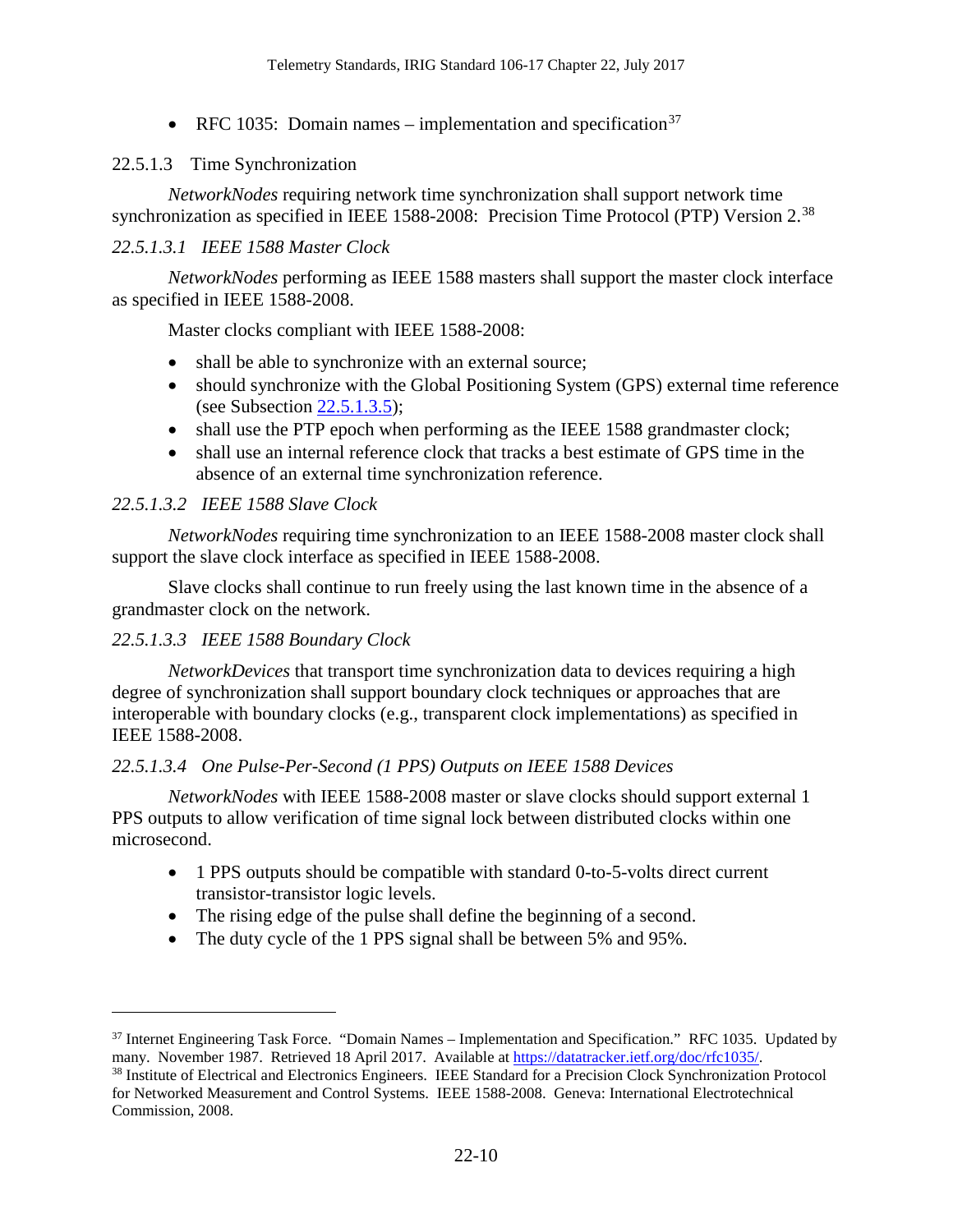- RFC 1035: Domain names – implementation and specification[37]

### 22.5.1.3 Time Synchronization

*NetworkNodes* requiring network time synchronization shall support network time synchronization as specified in IEEE 1588-2008: Precision Time Protocol (PTP) Version 2.[38]

#### *22.5.1.3.1 IEEE 1588 Master Clock*

*NetworkNodes* performing as IEEE 1588 masters shall support the master clock interface as specified in IEEE 1588-2008.

Master clocks compliant with IEEE 1588-2008:

- shall be able to synchronize with an external source;
- should synchronize with the Global Positioning System (GPS) external time reference (see Subsection 22.5.1.3.5);
- shall use the PTP epoch when performing as the IEEE 1588 grandmaster clock;
- shall use an internal reference clock that tracks a best estimate of GPS time in the absence of an external time synchronization reference.

#### *22.5.1.3.2 IEEE 1588 Slave Clock*

*NetworkNodes* requiring time synchronization to an IEEE 1588-2008 master clock shall support the slave clock interface as specified in IEEE 1588-2008.

Slave clocks shall continue to run freely using the last known time in the absence of a grandmaster clock on the network.

#### *22.5.1.3.3 IEEE 1588 Boundary Clock*

*NetworkDevices* that transport time synchronization data to devices requiring a high degree of synchronization shall support boundary clock techniques or approaches that are interoperable with boundary clocks (e.g., transparent clock implementations) as specified in IEEE 1588-2008.

#### *22.5.1.3.4 One Pulse-Per-Second (1 PPS) Outputs on IEEE 1588 Devices*

*NetworkNodes* with IEEE 1588-2008 master or slave clocks should support external 1 PPS outputs to allow verification of time signal lock between distributed clocks within one microsecond.

- 1 PPS outputs should be compatible with standard 0-to-5-volts direct current transistor-transistor logic levels.
- The rising edge of the pulse shall define the beginning of a second.
- The duty cycle of the 1 PPS signal shall be between 5% and 95%.

---

[37] Internet Engineering Task Force. "Domain Names – Implementation and Specification." RFC 1035. Updated by many. November 1987. Retrieved 18 April 2017. Available at https://datatracker.ietf.org/doc/rfc1035/.

[38] Institute of Electrical and Electronics Engineers. IEEE Standard for a Precision Clock Synchronization Protocol for Networked Measurement and Control Systems. IEEE 1588-2008. Geneva: International Electrotechnical Commission, 2008.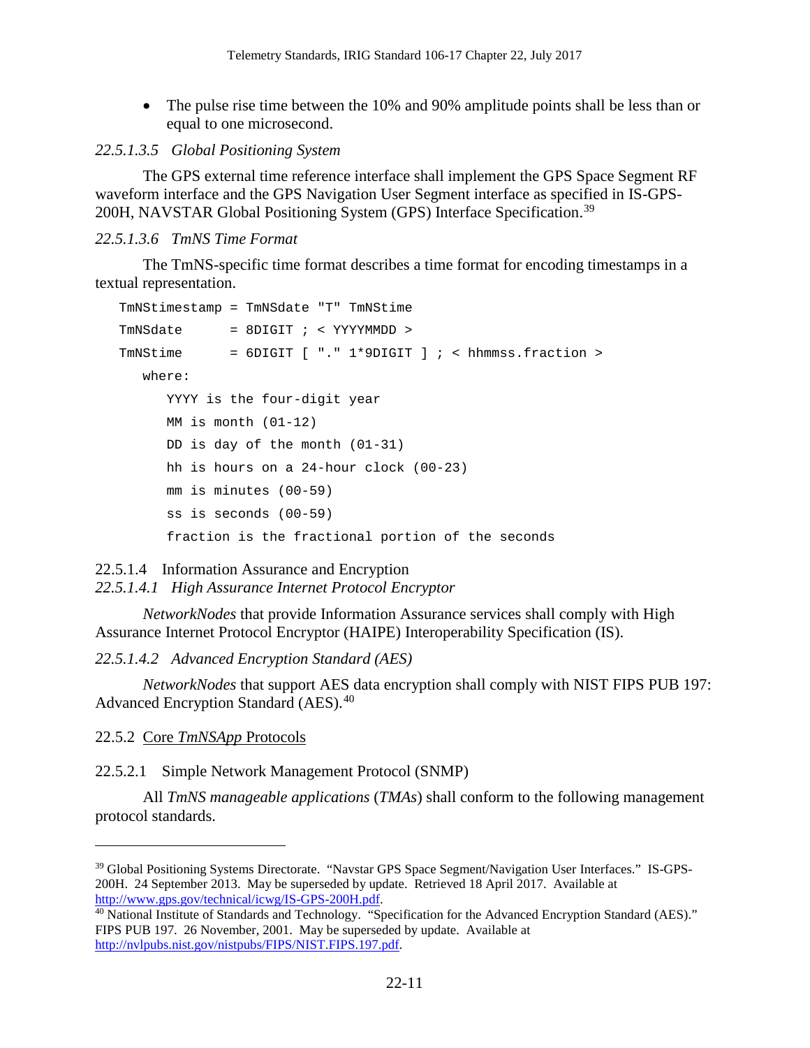- The pulse rise time between the 10% and 90% amplitude points shall be less than or equal to one microsecond.

*22.5.1.3.5 Global Positioning System*

The GPS external time reference interface shall implement the GPS Space Segment RF waveform interface and the GPS Navigation User Segment interface as specified in IS-GPS-200H, NAVSTAR Global Positioning System (GPS) Interface Specification.[39]

*22.5.1.3.6 TmNS Time Format*

The TmNS-specific time format describes a time format for encoding timestamps in a textual representation.

```
TmNStimestamp = TmNSdate "T" TmNStime
TmNSdate      = 8DIGIT ; < YYYYMMDD >
TmNStime      = 6DIGIT [ "." 1*9DIGIT ] ; < hhmmss.fraction >
   where:
      YYYY is the four-digit year
      MM is month (01-12)
      DD is day of the month (01-31)
      hh is hours on a 24-hour clock (00-23)
      mm is minutes (00-59)
      ss is seconds (00-59)
      fraction is the fractional portion of the seconds
```

22.5.1.4 Information Assurance and Encryption

*22.5.1.4.1 High Assurance Internet Protocol Encryptor*

*NetworkNodes* that provide Information Assurance services shall comply with High Assurance Internet Protocol Encryptor (HAIPE) Interoperability Specification (IS).

*22.5.1.4.2 Advanced Encryption Standard (AES)*

*NetworkNodes* that support AES data encryption shall comply with NIST FIPS PUB 197: Advanced Encryption Standard (AES).[40]

## 22.5.2 Core *TmNSApp* Protocols

### 22.5.2.1 Simple Network Management Protocol (SNMP)

All *TmNS manageable applications* (*TMAs*) shall conform to the following management protocol standards.

---

[39] Global Positioning Systems Directorate. "Navstar GPS Space Segment/Navigation User Interfaces." IS-GPS-200H. 24 September 2013. May be superseded by update. Retrieved 18 April 2017. Available at http://www.gps.gov/technical/icwg/IS-GPS-200H.pdf.

[40] National Institute of Standards and Technology. "Specification for the Advanced Encryption Standard (AES)." FIPS PUB 197. 26 November, 2001. May be superseded by update. Available at http://nvlpubs.nist.gov/nistpubs/FIPS/NIST.FIPS.197.pdf.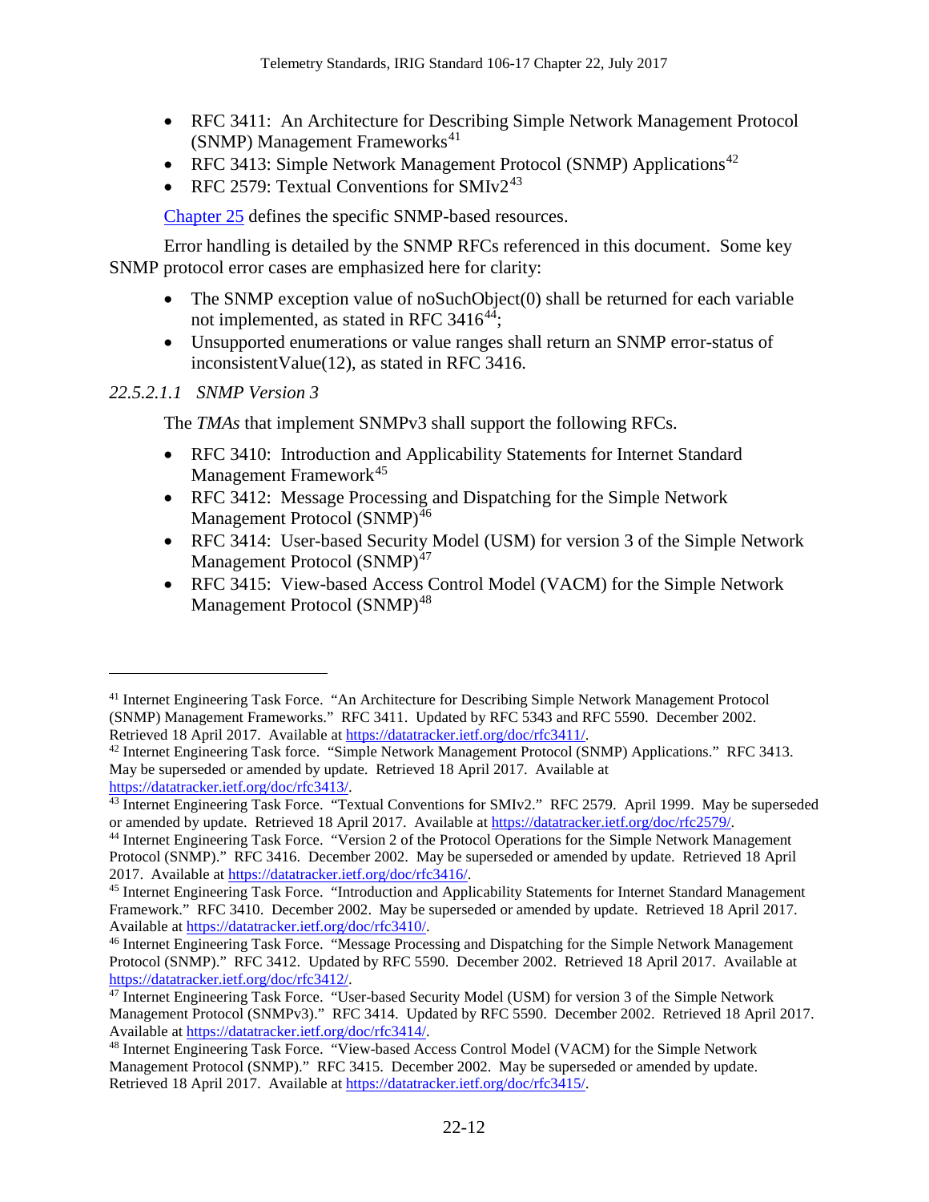- RFC 3411: An Architecture for Describing Simple Network Management Protocol (SNMP) Management Frameworks[41]
- RFC 3413: Simple Network Management Protocol (SNMP) Applications[42]
- RFC 2579: Textual Conventions for SMIv2[43]

Chapter 25 defines the specific SNMP-based resources.

Error handling is detailed by the SNMP RFCs referenced in this document. Some key SNMP protocol error cases are emphasized here for clarity:

- The SNMP exception value of noSuchObject(0) shall be returned for each variable not implemented, as stated in RFC 3416[44];
- Unsupported enumerations or value ranges shall return an SNMP error-status of inconsistentValue(12), as stated in RFC 3416.

*22.5.2.1.1 SNMP Version 3*

The *TMAs* that implement SNMPv3 shall support the following RFCs.

- RFC 3410: Introduction and Applicability Statements for Internet Standard Management Framework[45]
- RFC 3412: Message Processing and Dispatching for the Simple Network Management Protocol (SNMP)[46]
- RFC 3414: User-based Security Model (USM) for version 3 of the Simple Network Management Protocol (SNMP)[47]
- RFC 3415: View-based Access Control Model (VACM) for the Simple Network Management Protocol (SNMP)[48]

---

[41] Internet Engineering Task Force. "An Architecture for Describing Simple Network Management Protocol (SNMP) Management Frameworks." RFC 3411. Updated by RFC 5343 and RFC 5590. December 2002. Retrieved 18 April 2017. Available at https://datatracker.ietf.org/doc/rfc3411/.

[42] Internet Engineering Task force. "Simple Network Management Protocol (SNMP) Applications." RFC 3413. May be superseded or amended by update. Retrieved 18 April 2017. Available at https://datatracker.ietf.org/doc/rfc3413/.

[43] Internet Engineering Task Force. "Textual Conventions for SMIv2." RFC 2579. April 1999. May be superseded or amended by update. Retrieved 18 April 2017. Available at https://datatracker.ietf.org/doc/rfc2579/.

[44] Internet Engineering Task Force. "Version 2 of the Protocol Operations for the Simple Network Management Protocol (SNMP)." RFC 3416. December 2002. May be superseded or amended by update. Retrieved 18 April 2017. Available at https://datatracker.ietf.org/doc/rfc3416/.

[45] Internet Engineering Task Force. "Introduction and Applicability Statements for Internet Standard Management Framework." RFC 3410. December 2002. May be superseded or amended by update. Retrieved 18 April 2017. Available at https://datatracker.ietf.org/doc/rfc3410/.

[46] Internet Engineering Task Force. "Message Processing and Dispatching for the Simple Network Management Protocol (SNMP)." RFC 3412. Updated by RFC 5590. December 2002. Retrieved 18 April 2017. Available at https://datatracker.ietf.org/doc/rfc3412/.

[47] Internet Engineering Task Force. "User-based Security Model (USM) for version 3 of the Simple Network Management Protocol (SNMPv3)." RFC 3414. Updated by RFC 5590. December 2002. Retrieved 18 April 2017. Available at https://datatracker.ietf.org/doc/rfc3414/.

[48] Internet Engineering Task Force. "View-based Access Control Model (VACM) for the Simple Network Management Protocol (SNMP)." RFC 3415. December 2002. May be superseded or amended by update. Retrieved 18 April 2017. Available at https://datatracker.ietf.org/doc/rfc3415/.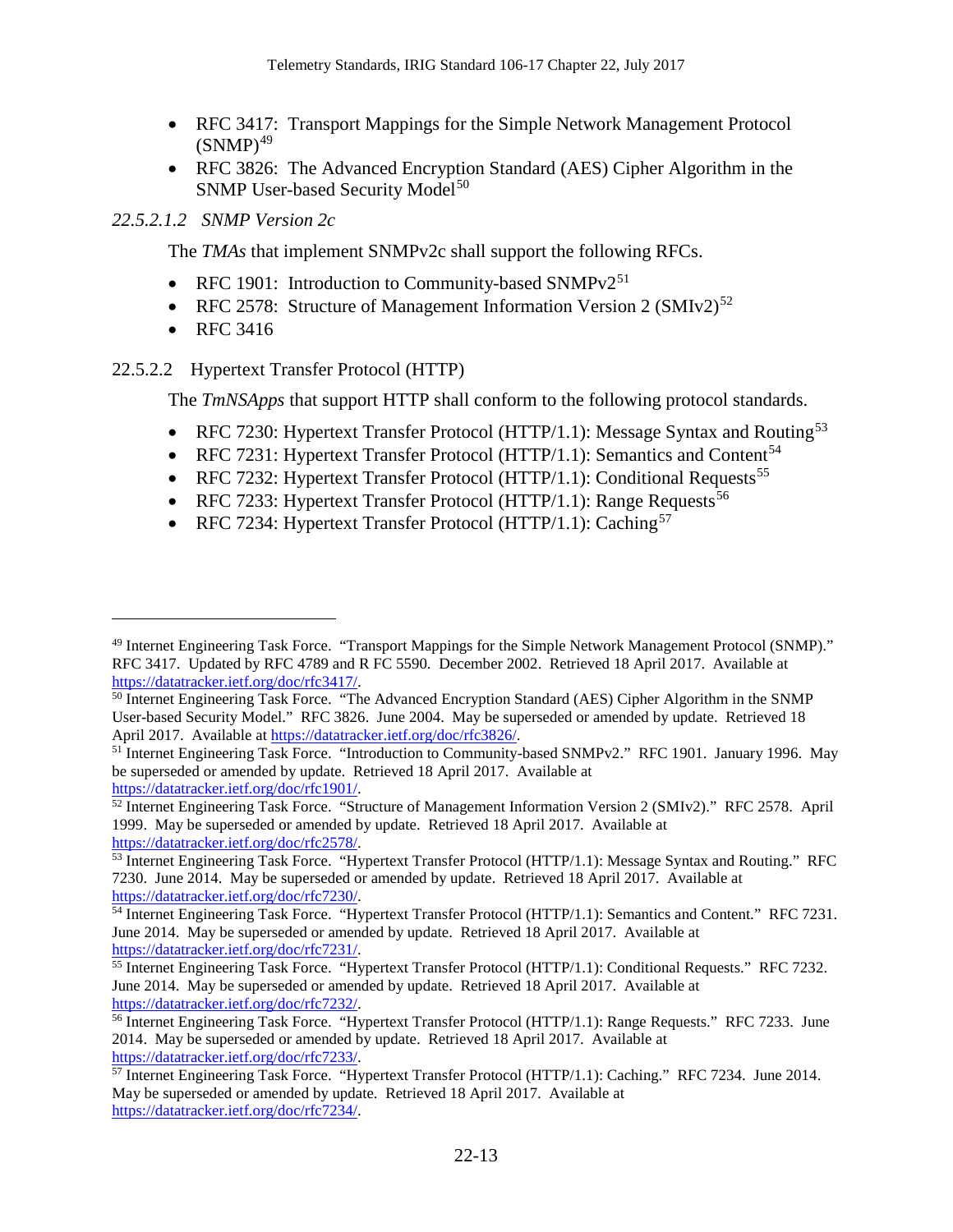- RFC 3417: Transport Mappings for the Simple Network Management Protocol (SNMP)[49]
- RFC 3826: The Advanced Encryption Standard (AES) Cipher Algorithm in the SNMP User-based Security Model[50]

##### *22.5.2.1.2 SNMP Version 2c*

The *TMAs* that implement SNMPv2c shall support the following RFCs.

- RFC 1901: Introduction to Community-based SNMPv2[51]
- RFC 2578: Structure of Management Information Version 2 (SMIv2)[52]
- RFC 3416

#### 22.5.2.2 Hypertext Transfer Protocol (HTTP)

The *TmNSApps* that support HTTP shall conform to the following protocol standards.

- RFC 7230: Hypertext Transfer Protocol (HTTP/1.1): Message Syntax and Routing[53]
- RFC 7231: Hypertext Transfer Protocol (HTTP/1.1): Semantics and Content[54]
- RFC 7232: Hypertext Transfer Protocol (HTTP/1.1): Conditional Requests[55]
- RFC 7233: Hypertext Transfer Protocol (HTTP/1.1): Range Requests[56]
- RFC 7234: Hypertext Transfer Protocol (HTTP/1.1): Caching[57]

---

[49] Internet Engineering Task Force. "Transport Mappings for the Simple Network Management Protocol (SNMP)." RFC 3417. Updated by RFC 4789 and R FC 5590. December 2002. Retrieved 18 April 2017. Available at https://datatracker.ietf.org/doc/rfc3417/.

[50] Internet Engineering Task Force. "The Advanced Encryption Standard (AES) Cipher Algorithm in the SNMP User-based Security Model." RFC 3826. June 2004. May be superseded or amended by update. Retrieved 18 April 2017. Available at https://datatracker.ietf.org/doc/rfc3826/.

[51] Internet Engineering Task Force. "Introduction to Community-based SNMPv2." RFC 1901. January 1996. May be superseded or amended by update. Retrieved 18 April 2017. Available at https://datatracker.ietf.org/doc/rfc1901/.

[52] Internet Engineering Task Force. "Structure of Management Information Version 2 (SMIv2)." RFC 2578. April 1999. May be superseded or amended by update. Retrieved 18 April 2017. Available at https://datatracker.ietf.org/doc/rfc2578/.

[53] Internet Engineering Task Force. "Hypertext Transfer Protocol (HTTP/1.1): Message Syntax and Routing." RFC 7230. June 2014. May be superseded or amended by update. Retrieved 18 April 2017. Available at https://datatracker.ietf.org/doc/rfc7230/.

[54] Internet Engineering Task Force. "Hypertext Transfer Protocol (HTTP/1.1): Semantics and Content." RFC 7231. June 2014. May be superseded or amended by update. Retrieved 18 April 2017. Available at https://datatracker.ietf.org/doc/rfc7231/.

[55] Internet Engineering Task Force. "Hypertext Transfer Protocol (HTTP/1.1): Conditional Requests." RFC 7232. June 2014. May be superseded or amended by update. Retrieved 18 April 2017. Available at https://datatracker.ietf.org/doc/rfc7232/.

[56] Internet Engineering Task Force. "Hypertext Transfer Protocol (HTTP/1.1): Range Requests." RFC 7233. June 2014. May be superseded or amended by update. Retrieved 18 April 2017. Available at https://datatracker.ietf.org/doc/rfc7233/.

[57] Internet Engineering Task Force. "Hypertext Transfer Protocol (HTTP/1.1): Caching." RFC 7234. June 2014. May be superseded or amended by update. Retrieved 18 April 2017. Available at https://datatracker.ietf.org/doc/rfc7234/.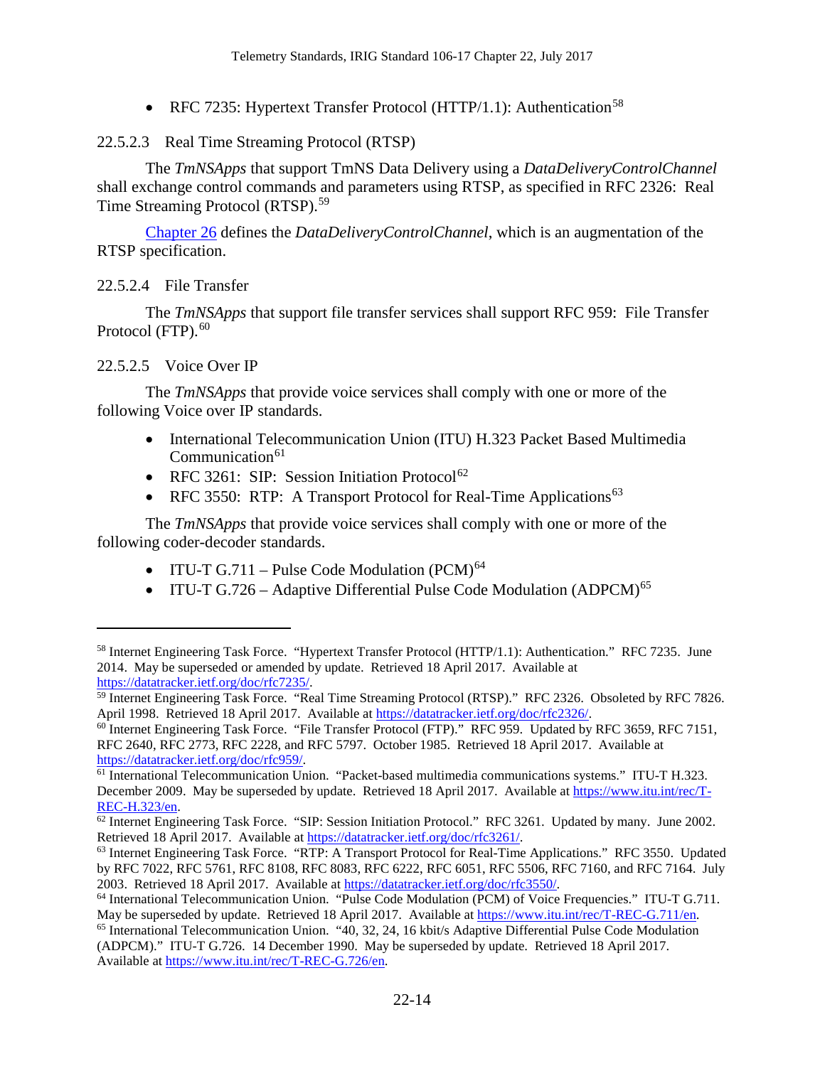- RFC 7235: Hypertext Transfer Protocol (HTTP/1.1): Authentication[58]

#### 22.5.2.3 Real Time Streaming Protocol (RTSP)

The *TmNSApps* that support TmNS Data Delivery using a *DataDeliveryControlChannel* shall exchange control commands and parameters using RTSP, as specified in RFC 2326: Real Time Streaming Protocol (RTSP).[59]

Chapter 26 defines the *DataDeliveryControlChannel*, which is an augmentation of the RTSP specification.

#### 22.5.2.4 File Transfer

The *TmNSApps* that support file transfer services shall support RFC 959: File Transfer Protocol (FTP).[60]

#### 22.5.2.5 Voice Over IP

The *TmNSApps* that provide voice services shall comply with one or more of the following Voice over IP standards.

- International Telecommunication Union (ITU) H.323 Packet Based Multimedia Communication[61]
- RFC 3261: SIP: Session Initiation Protocol[62]
- RFC 3550: RTP: A Transport Protocol for Real-Time Applications[63]

The *TmNSApps* that provide voice services shall comply with one or more of the following coder-decoder standards.

- ITU-T G.711 – Pulse Code Modulation (PCM)[64]
- ITU-T G.726 – Adaptive Differential Pulse Code Modulation (ADPCM)[65]

---

[58] Internet Engineering Task Force. "Hypertext Transfer Protocol (HTTP/1.1): Authentication." RFC 7235. June 2014. May be superseded or amended by update. Retrieved 18 April 2017. Available at https://datatracker.ietf.org/doc/rfc7235/.

[59] Internet Engineering Task Force. "Real Time Streaming Protocol (RTSP)." RFC 2326. Obsoleted by RFC 7826. April 1998. Retrieved 18 April 2017. Available at https://datatracker.ietf.org/doc/rfc2326/.

[60] Internet Engineering Task Force. "File Transfer Protocol (FTP)." RFC 959. Updated by RFC 3659, RFC 7151, RFC 2640, RFC 2773, RFC 2228, and RFC 5797. October 1985. Retrieved 18 April 2017. Available at https://datatracker.ietf.org/doc/rfc959/.

[61] International Telecommunication Union. "Packet-based multimedia communications systems." ITU-T H.323. December 2009. May be superseded by update. Retrieved 18 April 2017. Available at https://www.itu.int/rec/T-REC-H.323/en.

[62] Internet Engineering Task Force. "SIP: Session Initiation Protocol." RFC 3261. Updated by many. June 2002. Retrieved 18 April 2017. Available at https://datatracker.ietf.org/doc/rfc3261/.

[63] Internet Engineering Task Force. "RTP: A Transport Protocol for Real-Time Applications." RFC 3550. Updated by RFC 7022, RFC 5761, RFC 8108, RFC 8083, RFC 6222, RFC 6051, RFC 5506, RFC 7160, and RFC 7164. July 2003. Retrieved 18 April 2017. Available at https://datatracker.ietf.org/doc/rfc3550/.

[64] International Telecommunication Union. "Pulse Code Modulation (PCM) of Voice Frequencies." ITU-T G.711. May be superseded by update. Retrieved 18 April 2017. Available at https://www.itu.int/rec/T-REC-G.711/en.

[65] International Telecommunication Union. "40, 32, 24, 16 kbit/s Adaptive Differential Pulse Code Modulation (ADPCM)." ITU-T G.726. 14 December 1990. May be superseded by update. Retrieved 18 April 2017. Available at https://www.itu.int/rec/T-REC-G.726/en.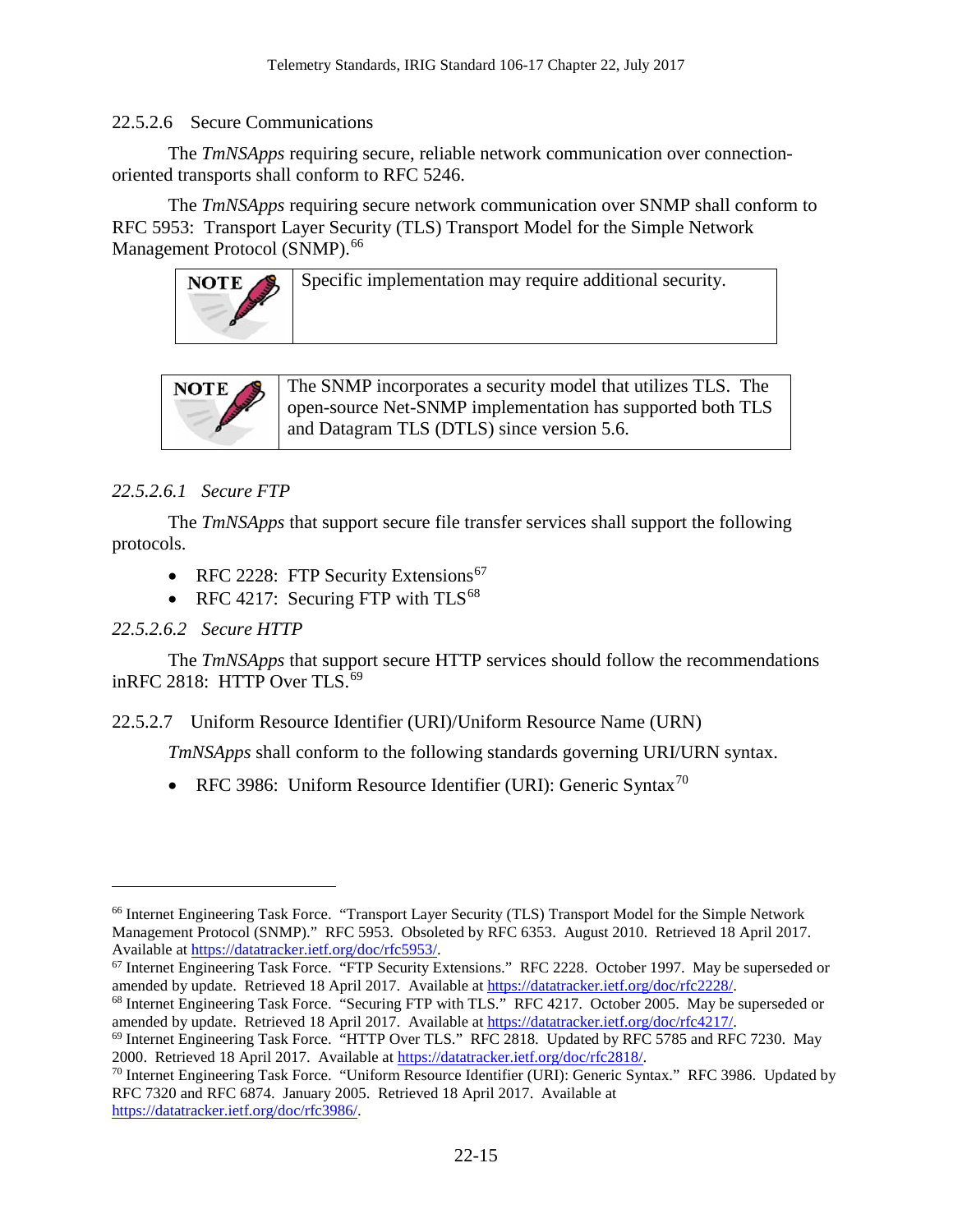#### 22.5.2.6 Secure Communications

The *TmNSApps* requiring secure, reliable network communication over connection-oriented transports shall conform to RFC 5246.

The *TmNSApps* requiring secure network communication over SNMP shall conform to RFC 5953: Transport Layer Security (TLS) Transport Model for the Simple Network Management Protocol (SNMP).[66]

| NOTE | Specific implementation may require additional security. |
|---|---|

| NOTE | The SNMP incorporates a security model that utilizes TLS. The open-source Net-SNMP implementation has supported both TLS and Datagram TLS (DTLS) since version 5.6. |
|---|---|

##### *22.5.2.6.1 Secure FTP*

The *TmNSApps* that support secure file transfer services shall support the following protocols.

- RFC 2228: FTP Security Extensions[67]
- RFC 4217: Securing FTP with TLS[68]

##### *22.5.2.6.2 Secure HTTP*

The *TmNSApps* that support secure HTTP services should follow the recommendations inRFC 2818: HTTP Over TLS.[69]

#### 22.5.2.7 Uniform Resource Identifier (URI)/Uniform Resource Name (URN)

*TmNSApps* shall conform to the following standards governing URI/URN syntax.

- RFC 3986: Uniform Resource Identifier (URI): Generic Syntax[70]

---

[66] Internet Engineering Task Force. "Transport Layer Security (TLS) Transport Model for the Simple Network Management Protocol (SNMP)." RFC 5953. Obsoleted by RFC 6353. August 2010. Retrieved 18 April 2017. Available at https://datatracker.ietf.org/doc/rfc5953/.

[67] Internet Engineering Task Force. "FTP Security Extensions." RFC 2228. October 1997. May be superseded or amended by update. Retrieved 18 April 2017. Available at https://datatracker.ietf.org/doc/rfc2228/.

[68] Internet Engineering Task Force. "Securing FTP with TLS." RFC 4217. October 2005. May be superseded or amended by update. Retrieved 18 April 2017. Available at https://datatracker.ietf.org/doc/rfc4217/.

[69] Internet Engineering Task Force. "HTTP Over TLS." RFC 2818. Updated by RFC 5785 and RFC 7230. May 2000. Retrieved 18 April 2017. Available at https://datatracker.ietf.org/doc/rfc2818/.

[70] Internet Engineering Task Force. "Uniform Resource Identifier (URI): Generic Syntax." RFC 3986. Updated by RFC 7320 and RFC 6874. January 2005. Retrieved 18 April 2017. Available at https://datatracker.ietf.org/doc/rfc3986/.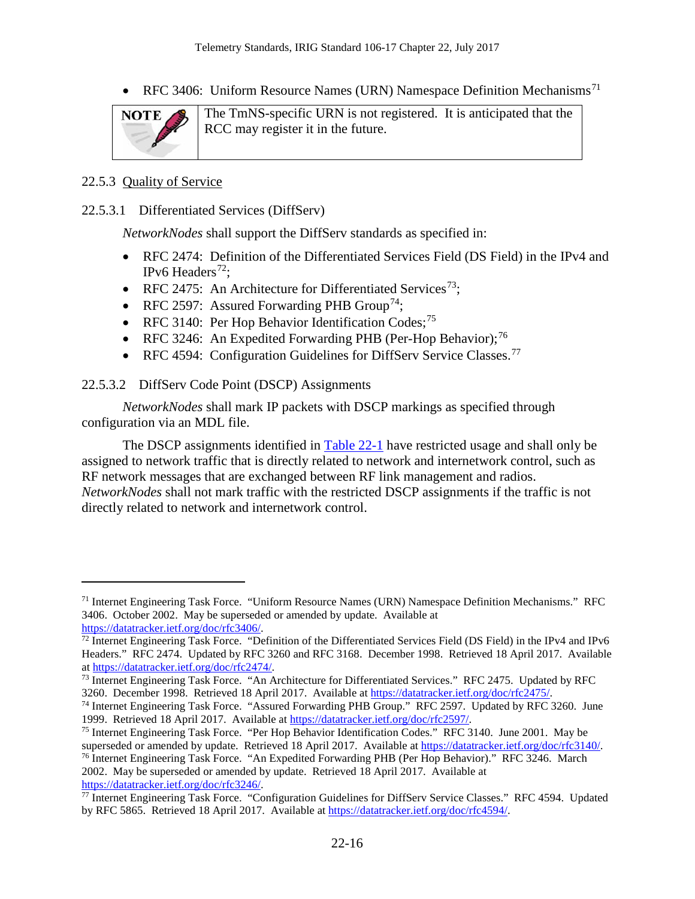- RFC 3406: Uniform Resource Names (URN) Namespace Definition Mechanisms[71]

| NOTE | The TmNS-specific URN is not registered. It is anticipated that the RCC may register it in the future. |
|---|---|

### 22.5.3 Quality of Service

#### 22.5.3.1 Differentiated Services (DiffServ)

*NetworkNodes* shall support the DiffServ standards as specified in:

- RFC 2474: Definition of the Differentiated Services Field (DS Field) in the IPv4 and IPv6 Headers[72];
- RFC 2475: An Architecture for Differentiated Services[73];
- RFC 2597: Assured Forwarding PHB Group[74];
- RFC 3140: Per Hop Behavior Identification Codes;[75]
- RFC 3246: An Expedited Forwarding PHB (Per-Hop Behavior);[76]
- RFC 4594: Configuration Guidelines for DiffServ Service Classes.[77]

#### 22.5.3.2 DiffServ Code Point (DSCP) Assignments

*NetworkNodes* shall mark IP packets with DSCP markings as specified through configuration via an MDL file.

The DSCP assignments identified in Table 22-1 have restricted usage and shall only be assigned to network traffic that is directly related to network and internetwork control, such as RF network messages that are exchanged between RF link management and radios. *NetworkNodes* shall not mark traffic with the restricted DSCP assignments if the traffic is not directly related to network and internetwork control.

---

[71] Internet Engineering Task Force. "Uniform Resource Names (URN) Namespace Definition Mechanisms." RFC 3406. October 2002. May be superseded or amended by update. Available at https://datatracker.ietf.org/doc/rfc3406/.

[72] Internet Engineering Task Force. "Definition of the Differentiated Services Field (DS Field) in the IPv4 and IPv6 Headers." RFC 2474. Updated by RFC 3260 and RFC 3168. December 1998. Retrieved 18 April 2017. Available at https://datatracker.ietf.org/doc/rfc2474/.

[73] Internet Engineering Task Force. "An Architecture for Differentiated Services." RFC 2475. Updated by RFC 3260. December 1998. Retrieved 18 April 2017. Available at https://datatracker.ietf.org/doc/rfc2475/.

[74] Internet Engineering Task Force. "Assured Forwarding PHB Group." RFC 2597. Updated by RFC 3260. June 1999. Retrieved 18 April 2017. Available at https://datatracker.ietf.org/doc/rfc2597/.

[75] Internet Engineering Task Force. "Per Hop Behavior Identification Codes." RFC 3140. June 2001. May be superseded or amended by update. Retrieved 18 April 2017. Available at https://datatracker.ietf.org/doc/rfc3140/.

[76] Internet Engineering Task Force. "An Expedited Forwarding PHB (Per Hop Behavior)." RFC 3246. March 2002. May be superseded or amended by update. Retrieved 18 April 2017. Available at https://datatracker.ietf.org/doc/rfc3246/.

[77] Internet Engineering Task Force. "Configuration Guidelines for DiffServ Service Classes." RFC 4594. Updated by RFC 5865. Retrieved 18 April 2017. Available at https://datatracker.ietf.org/doc/rfc4594/.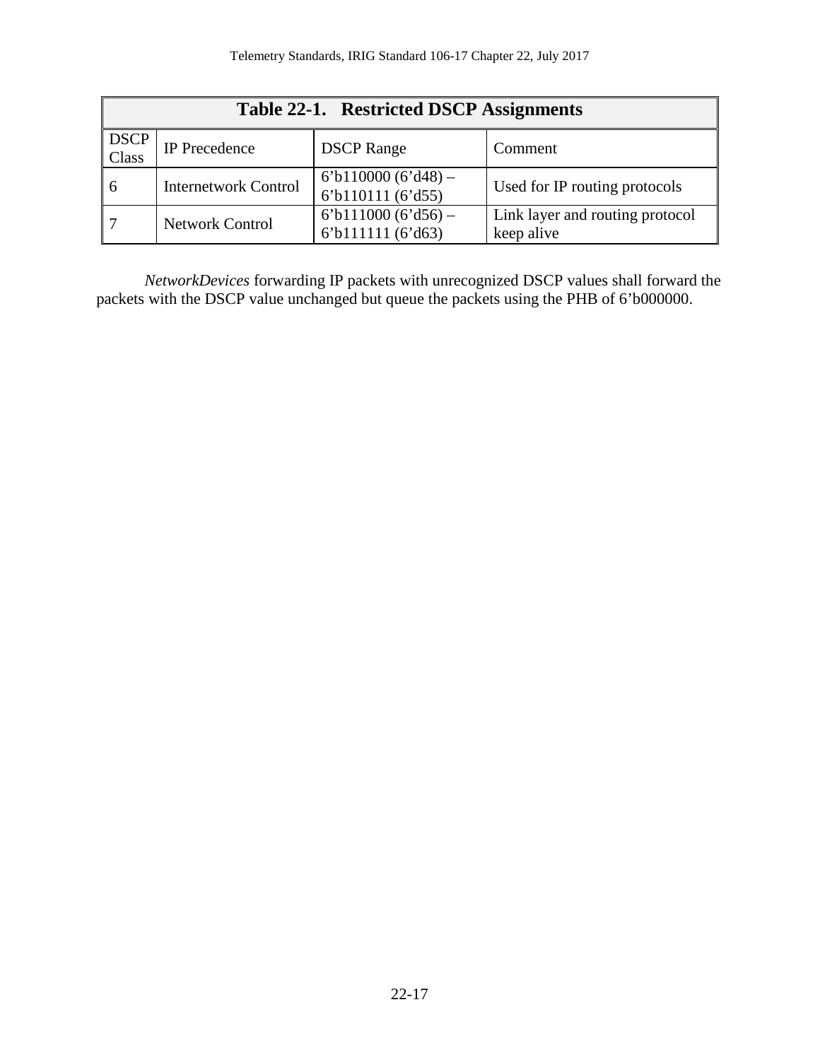**Table 22-1. Restricted DSCP Assignments**

| DSCP Class | IP Precedence | DSCP Range | Comment |
|---|---|---|---|
| 6 | Internetwork Control | 6’b110000 (6’d48) – 6’b110111 (6’d55) | Used for IP routing protocols |
| 7 | Network Control | 6’b111000 (6’d56) – 6’b111111 (6’d63) | Link layer and routing protocol keep alive |

*NetworkDevices* forwarding IP packets with unrecognized DSCP values shall forward the packets with the DSCP value unchanged but queue the packets using the PHB of 6’b000000.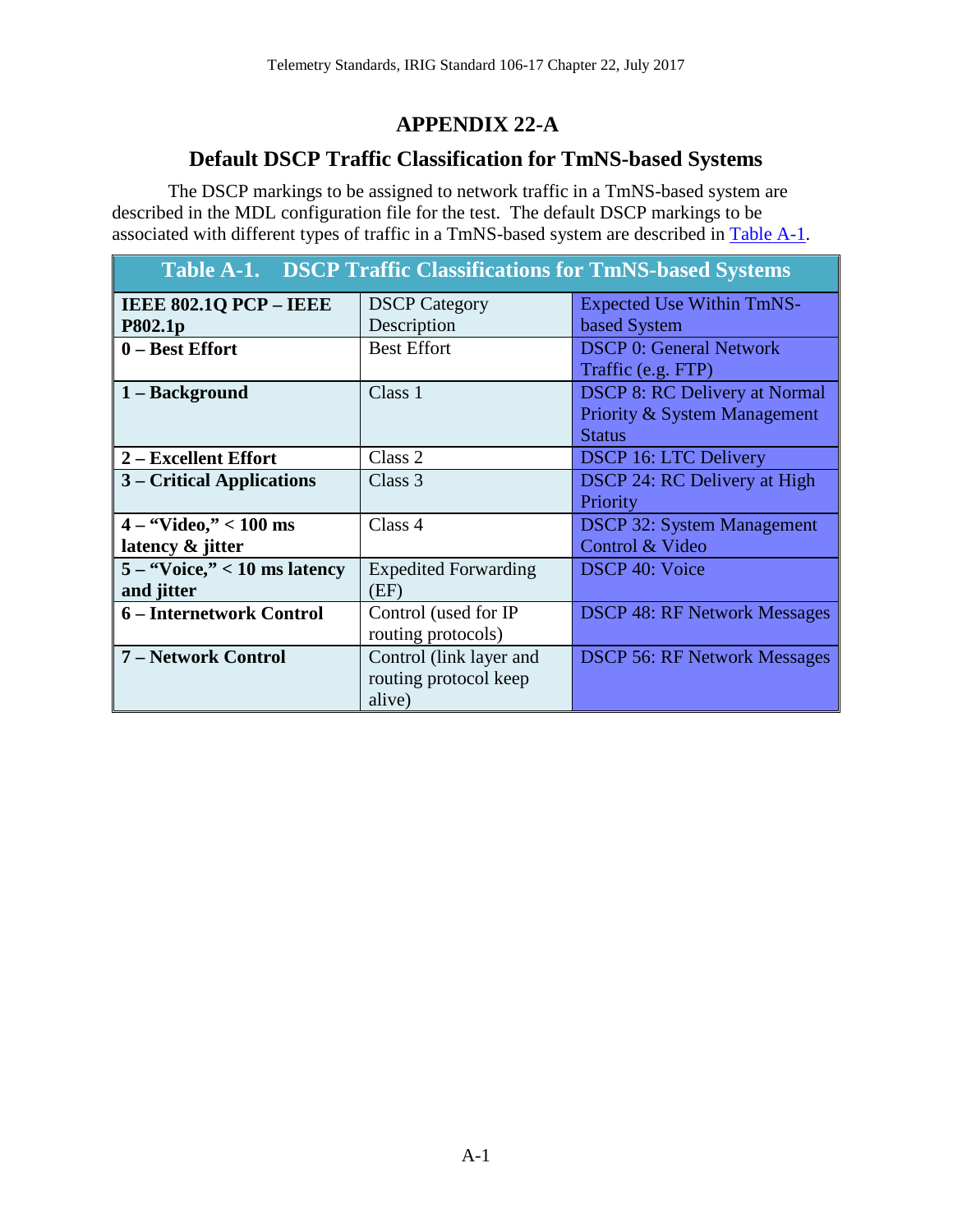# APPENDIX 22-A

## Default DSCP Traffic Classification for TmNS-based Systems

The DSCP markings to be assigned to network traffic in a TmNS-based system are described in the MDL configuration file for the test. The default DSCP markings to be associated with different types of traffic in a TmNS-based system are described in Table A-1.

**Table A-1. DSCP Traffic Classifications for TmNS-based Systems**

| **IEEE 802.1Q PCP – IEEE P802.1p** | DSCP Category Description | Expected Use Within TmNS-based System |
|---|---|---|
| **0 – Best Effort** | Best Effort | DSCP 0: General Network Traffic (e.g. FTP) |
| **1 – Background** | Class 1 | DSCP 8: RC Delivery at Normal Priority & System Management Status |
| **2 – Excellent Effort** | Class 2 | DSCP 16: LTC Delivery |
| **3 – Critical Applications** | Class 3 | DSCP 24: RC Delivery at High Priority |
| **4 – "Video," < 100 ms latency & jitter** | Class 4 | DSCP 32: System Management Control & Video |
| **5 – "Voice," < 10 ms latency and jitter** | Expedited Forwarding (EF) | DSCP 40: Voice |
| **6 – Internetwork Control** | Control (used for IP routing protocols) | DSCP 48: RF Network Messages |
| **7 – Network Control** | Control (link layer and routing protocol keep alive) | DSCP 56: RF Network Messages |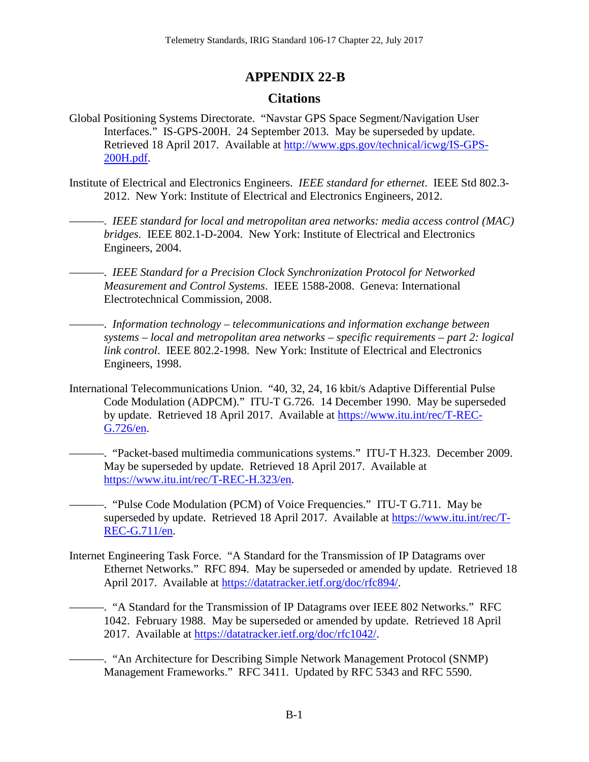# APPENDIX 22-B

## Citations

Global Positioning Systems Directorate. "Navstar GPS Space Segment/Navigation User Interfaces." IS-GPS-200H. 24 September 2013. May be superseded by update. Retrieved 18 April 2017. Available at http://www.gps.gov/technical/icwg/IS-GPS-200H.pdf.

Institute of Electrical and Electronics Engineers. *IEEE standard for ethernet*. IEEE Std 802.3-2012. New York: Institute of Electrical and Electronics Engineers, 2012.

———. *IEEE standard for local and metropolitan area networks: media access control (MAC) bridges*. IEEE 802.1-D-2004. New York: Institute of Electrical and Electronics Engineers, 2004.

———. *IEEE Standard for a Precision Clock Synchronization Protocol for Networked Measurement and Control Systems*. IEEE 1588-2008. Geneva: International Electrotechnical Commission, 2008.

———. *Information technology – telecommunications and information exchange between systems – local and metropolitan area networks – specific requirements – part 2: logical link control*. IEEE 802.2-1998. New York: Institute of Electrical and Electronics Engineers, 1998.

International Telecommunications Union. "40, 32, 24, 16 kbit/s Adaptive Differential Pulse Code Modulation (ADPCM)." ITU-T G.726. 14 December 1990. May be superseded by update. Retrieved 18 April 2017. Available at https://www.itu.int/rec/T-REC-G.726/en.

———. "Packet-based multimedia communications systems." ITU-T H.323. December 2009. May be superseded by update. Retrieved 18 April 2017. Available at https://www.itu.int/rec/T-REC-H.323/en.

———. "Pulse Code Modulation (PCM) of Voice Frequencies." ITU-T G.711. May be superseded by update. Retrieved 18 April 2017. Available at https://www.itu.int/rec/T-REC-G.711/en.

Internet Engineering Task Force. "A Standard for the Transmission of IP Datagrams over Ethernet Networks." RFC 894. May be superseded or amended by update. Retrieved 18 April 2017. Available at https://datatracker.ietf.org/doc/rfc894/.

———. "A Standard for the Transmission of IP Datagrams over IEEE 802 Networks." RFC 1042. February 1988. May be superseded or amended by update. Retrieved 18 April 2017. Available at https://datatracker.ietf.org/doc/rfc1042/.

———. "An Architecture for Describing Simple Network Management Protocol (SNMP) Management Frameworks." RFC 3411. Updated by RFC 5343 and RFC 5590.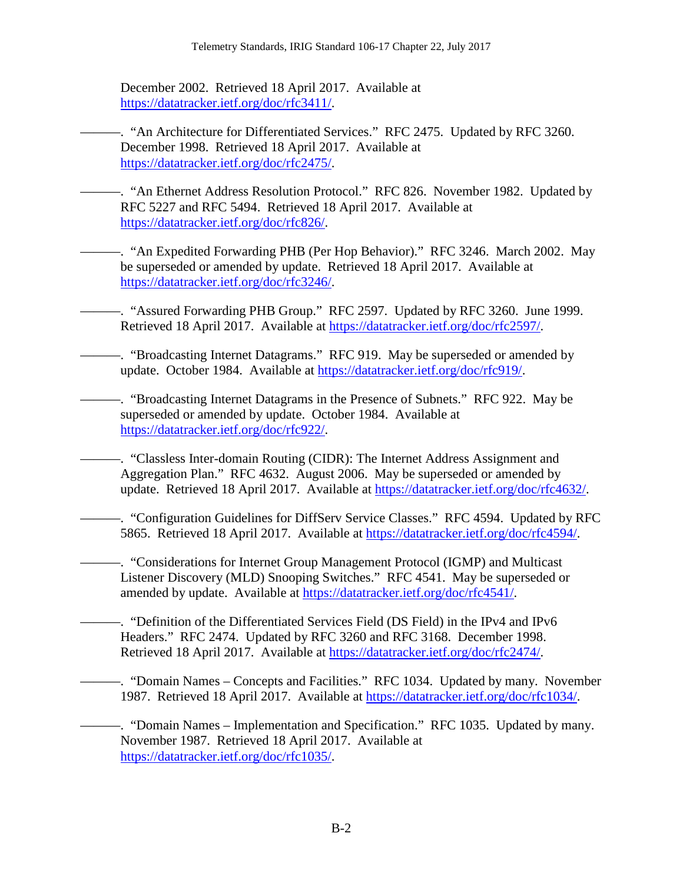December 2002. Retrieved 18 April 2017. Available at https://datatracker.ietf.org/doc/rfc3411/.

———. “An Architecture for Differentiated Services.” RFC 2475. Updated by RFC 3260. December 1998. Retrieved 18 April 2017. Available at https://datatracker.ietf.org/doc/rfc2475/.

———. “An Ethernet Address Resolution Protocol.” RFC 826. November 1982. Updated by RFC 5227 and RFC 5494. Retrieved 18 April 2017. Available at https://datatracker.ietf.org/doc/rfc826/.

———. “An Expedited Forwarding PHB (Per Hop Behavior).” RFC 3246. March 2002. May be superseded or amended by update. Retrieved 18 April 2017. Available at https://datatracker.ietf.org/doc/rfc3246/.

———. “Assured Forwarding PHB Group.” RFC 2597. Updated by RFC 3260. June 1999. Retrieved 18 April 2017. Available at https://datatracker.ietf.org/doc/rfc2597/.

———. “Broadcasting Internet Datagrams.” RFC 919. May be superseded or amended by update. October 1984. Available at https://datatracker.ietf.org/doc/rfc919/.

———. “Broadcasting Internet Datagrams in the Presence of Subnets.” RFC 922. May be superseded or amended by update. October 1984. Available at https://datatracker.ietf.org/doc/rfc922/.

———. “Classless Inter-domain Routing (CIDR): The Internet Address Assignment and Aggregation Plan.” RFC 4632. August 2006. May be superseded or amended by update. Retrieved 18 April 2017. Available at https://datatracker.ietf.org/doc/rfc4632/.

———. “Configuration Guidelines for DiffServ Service Classes.” RFC 4594. Updated by RFC 5865. Retrieved 18 April 2017. Available at https://datatracker.ietf.org/doc/rfc4594/.

———. “Considerations for Internet Group Management Protocol (IGMP) and Multicast Listener Discovery (MLD) Snooping Switches.” RFC 4541. May be superseded or amended by update. Available at https://datatracker.ietf.org/doc/rfc4541/.

———. “Definition of the Differentiated Services Field (DS Field) in the IPv4 and IPv6 Headers.” RFC 2474. Updated by RFC 3260 and RFC 3168. December 1998. Retrieved 18 April 2017. Available at https://datatracker.ietf.org/doc/rfc2474/.

———. “Domain Names – Concepts and Facilities.” RFC 1034. Updated by many. November 1987. Retrieved 18 April 2017. Available at https://datatracker.ietf.org/doc/rfc1034/.

———. “Domain Names – Implementation and Specification.” RFC 1035. Updated by many. November 1987. Retrieved 18 April 2017. Available at https://datatracker.ietf.org/doc/rfc1035/.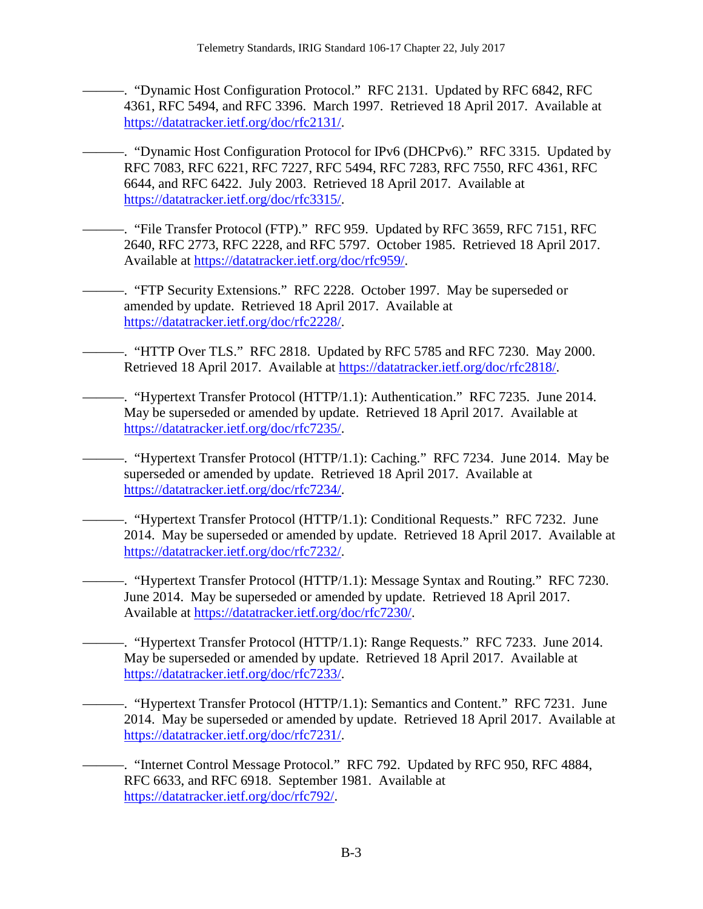———. "Dynamic Host Configuration Protocol." RFC 2131. Updated by RFC 6842, RFC 4361, RFC 5494, and RFC 3396. March 1997. Retrieved 18 April 2017. Available at https://datatracker.ietf.org/doc/rfc2131/.

———. "Dynamic Host Configuration Protocol for IPv6 (DHCPv6)." RFC 3315. Updated by RFC 7083, RFC 6221, RFC 7227, RFC 5494, RFC 7283, RFC 7550, RFC 4361, RFC 6644, and RFC 6422. July 2003. Retrieved 18 April 2017. Available at https://datatracker.ietf.org/doc/rfc3315/.

———. "File Transfer Protocol (FTP)." RFC 959. Updated by RFC 3659, RFC 7151, RFC 2640, RFC 2773, RFC 2228, and RFC 5797. October 1985. Retrieved 18 April 2017. Available at https://datatracker.ietf.org/doc/rfc959/.

———. "FTP Security Extensions." RFC 2228. October 1997. May be superseded or amended by update. Retrieved 18 April 2017. Available at https://datatracker.ietf.org/doc/rfc2228/.

———. "HTTP Over TLS." RFC 2818. Updated by RFC 5785 and RFC 7230. May 2000. Retrieved 18 April 2017. Available at https://datatracker.ietf.org/doc/rfc2818/.

———. "Hypertext Transfer Protocol (HTTP/1.1): Authentication." RFC 7235. June 2014. May be superseded or amended by update. Retrieved 18 April 2017. Available at https://datatracker.ietf.org/doc/rfc7235/.

———. "Hypertext Transfer Protocol (HTTP/1.1): Caching." RFC 7234. June 2014. May be superseded or amended by update. Retrieved 18 April 2017. Available at https://datatracker.ietf.org/doc/rfc7234/.

———. "Hypertext Transfer Protocol (HTTP/1.1): Conditional Requests." RFC 7232. June 2014. May be superseded or amended by update. Retrieved 18 April 2017. Available at https://datatracker.ietf.org/doc/rfc7232/.

———. "Hypertext Transfer Protocol (HTTP/1.1): Message Syntax and Routing." RFC 7230. June 2014. May be superseded or amended by update. Retrieved 18 April 2017. Available at https://datatracker.ietf.org/doc/rfc7230/.

———. "Hypertext Transfer Protocol (HTTP/1.1): Range Requests." RFC 7233. June 2014. May be superseded or amended by update. Retrieved 18 April 2017. Available at https://datatracker.ietf.org/doc/rfc7233/.

———. "Hypertext Transfer Protocol (HTTP/1.1): Semantics and Content." RFC 7231. June 2014. May be superseded or amended by update. Retrieved 18 April 2017. Available at https://datatracker.ietf.org/doc/rfc7231/.

———. "Internet Control Message Protocol." RFC 792. Updated by RFC 950, RFC 4884, RFC 6633, and RFC 6918. September 1981. Available at https://datatracker.ietf.org/doc/rfc792/.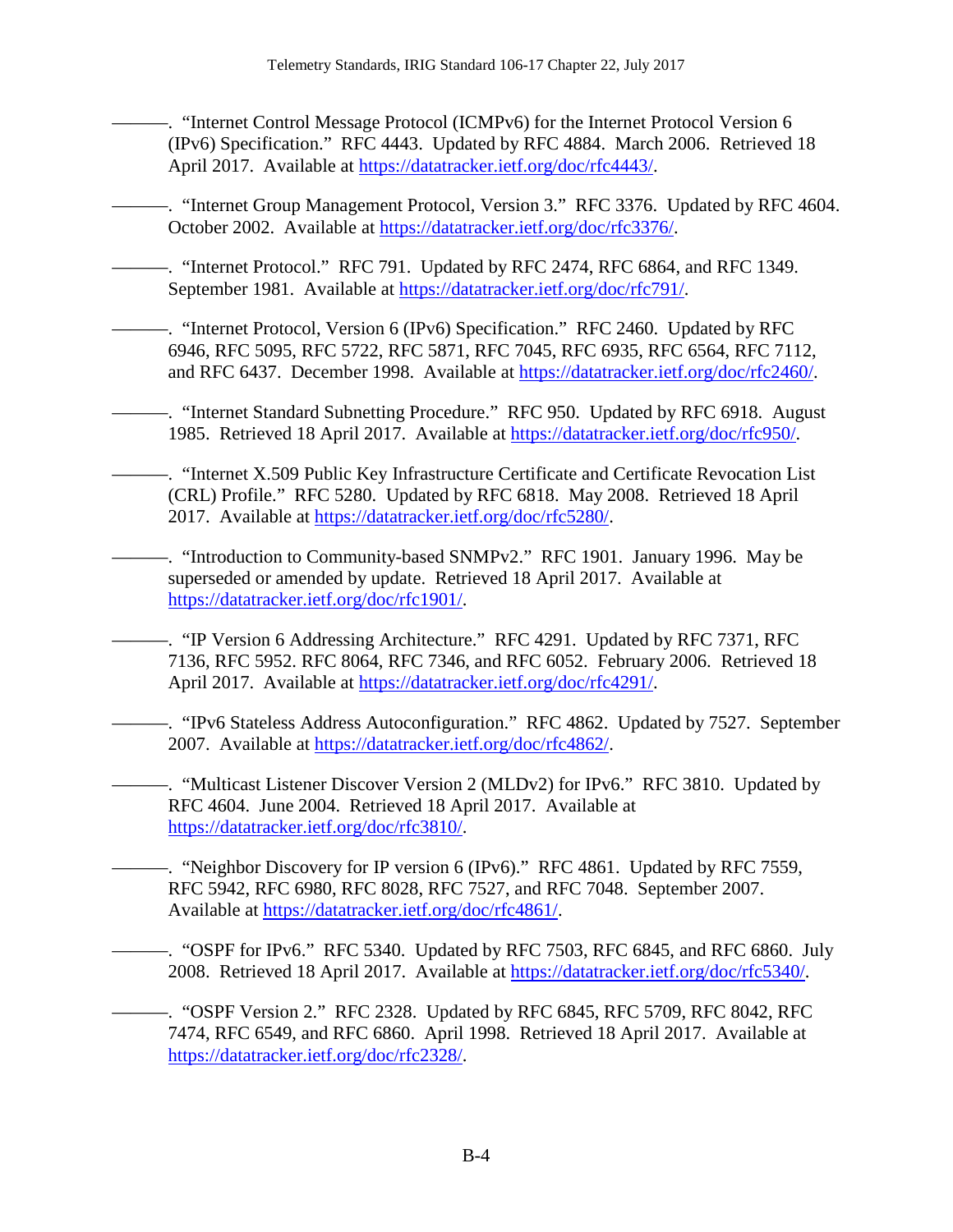———. "Internet Control Message Protocol (ICMPv6) for the Internet Protocol Version 6 (IPv6) Specification." RFC 4443. Updated by RFC 4884. March 2006. Retrieved 18 April 2017. Available at https://datatracker.ietf.org/doc/rfc4443/.

———. "Internet Group Management Protocol, Version 3." RFC 3376. Updated by RFC 4604. October 2002. Available at https://datatracker.ietf.org/doc/rfc3376/.

———. "Internet Protocol." RFC 791. Updated by RFC 2474, RFC 6864, and RFC 1349. September 1981. Available at https://datatracker.ietf.org/doc/rfc791/.

———. "Internet Protocol, Version 6 (IPv6) Specification." RFC 2460. Updated by RFC 6946, RFC 5095, RFC 5722, RFC 5871, RFC 7045, RFC 6935, RFC 6564, RFC 7112, and RFC 6437. December 1998. Available at https://datatracker.ietf.org/doc/rfc2460/.

———. "Internet Standard Subnetting Procedure." RFC 950. Updated by RFC 6918. August 1985. Retrieved 18 April 2017. Available at https://datatracker.ietf.org/doc/rfc950/.

———. "Internet X.509 Public Key Infrastructure Certificate and Certificate Revocation List (CRL) Profile." RFC 5280. Updated by RFC 6818. May 2008. Retrieved 18 April 2017. Available at https://datatracker.ietf.org/doc/rfc5280/.

———. "Introduction to Community-based SNMPv2." RFC 1901. January 1996. May be superseded or amended by update. Retrieved 18 April 2017. Available at https://datatracker.ietf.org/doc/rfc1901/.

———. "IP Version 6 Addressing Architecture." RFC 4291. Updated by RFC 7371, RFC 7136, RFC 5952. RFC 8064, RFC 7346, and RFC 6052. February 2006. Retrieved 18 April 2017. Available at https://datatracker.ietf.org/doc/rfc4291/.

———. "IPv6 Stateless Address Autoconfiguration." RFC 4862. Updated by 7527. September 2007. Available at https://datatracker.ietf.org/doc/rfc4862/.

———. "Multicast Listener Discover Version 2 (MLDv2) for IPv6." RFC 3810. Updated by RFC 4604. June 2004. Retrieved 18 April 2017. Available at https://datatracker.ietf.org/doc/rfc3810/.

———. "Neighbor Discovery for IP version 6 (IPv6)." RFC 4861. Updated by RFC 7559, RFC 5942, RFC 6980, RFC 8028, RFC 7527, and RFC 7048. September 2007. Available at https://datatracker.ietf.org/doc/rfc4861/.

———. "OSPF for IPv6." RFC 5340. Updated by RFC 7503, RFC 6845, and RFC 6860. July 2008. Retrieved 18 April 2017. Available at https://datatracker.ietf.org/doc/rfc5340/.

———. "OSPF Version 2." RFC 2328. Updated by RFC 6845, RFC 5709, RFC 8042, RFC 7474, RFC 6549, and RFC 6860. April 1998. Retrieved 18 April 2017. Available at https://datatracker.ietf.org/doc/rfc2328/.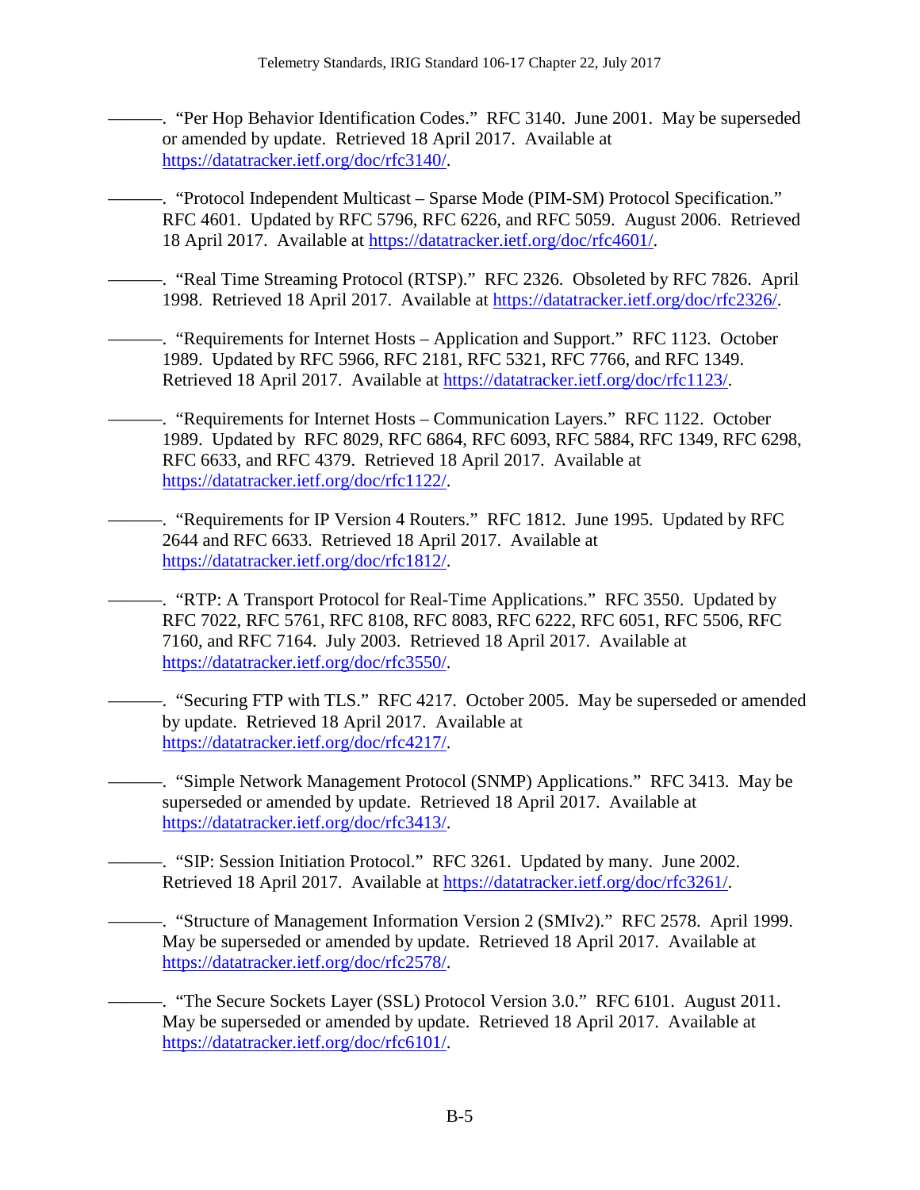———. "Per Hop Behavior Identification Codes." RFC 3140. June 2001. May be superseded or amended by update. Retrieved 18 April 2017. Available at https://datatracker.ietf.org/doc/rfc3140/.

———. "Protocol Independent Multicast – Sparse Mode (PIM-SM) Protocol Specification." RFC 4601. Updated by RFC 5796, RFC 6226, and RFC 5059. August 2006. Retrieved 18 April 2017. Available at https://datatracker.ietf.org/doc/rfc4601/.

———. "Real Time Streaming Protocol (RTSP)." RFC 2326. Obsoleted by RFC 7826. April 1998. Retrieved 18 April 2017. Available at https://datatracker.ietf.org/doc/rfc2326/.

———. "Requirements for Internet Hosts – Application and Support." RFC 1123. October 1989. Updated by RFC 5966, RFC 2181, RFC 5321, RFC 7766, and RFC 1349. Retrieved 18 April 2017. Available at https://datatracker.ietf.org/doc/rfc1123/.

———. "Requirements for Internet Hosts – Communication Layers." RFC 1122. October 1989. Updated by RFC 8029, RFC 6864, RFC 6093, RFC 5884, RFC 1349, RFC 6298, RFC 6633, and RFC 4379. Retrieved 18 April 2017. Available at https://datatracker.ietf.org/doc/rfc1122/.

———. "Requirements for IP Version 4 Routers." RFC 1812. June 1995. Updated by RFC 2644 and RFC 6633. Retrieved 18 April 2017. Available at https://datatracker.ietf.org/doc/rfc1812/.

———. "RTP: A Transport Protocol for Real-Time Applications." RFC 3550. Updated by RFC 7022, RFC 5761, RFC 8108, RFC 8083, RFC 6222, RFC 6051, RFC 5506, RFC 7160, and RFC 7164. July 2003. Retrieved 18 April 2017. Available at https://datatracker.ietf.org/doc/rfc3550/.

———. "Securing FTP with TLS." RFC 4217. October 2005. May be superseded or amended by update. Retrieved 18 April 2017. Available at https://datatracker.ietf.org/doc/rfc4217/.

———. "Simple Network Management Protocol (SNMP) Applications." RFC 3413. May be superseded or amended by update. Retrieved 18 April 2017. Available at https://datatracker.ietf.org/doc/rfc3413/.

———. "SIP: Session Initiation Protocol." RFC 3261. Updated by many. June 2002. Retrieved 18 April 2017. Available at https://datatracker.ietf.org/doc/rfc3261/.

———. "Structure of Management Information Version 2 (SMIv2)." RFC 2578. April 1999. May be superseded or amended by update. Retrieved 18 April 2017. Available at https://datatracker.ietf.org/doc/rfc2578/.

———. "The Secure Sockets Layer (SSL) Protocol Version 3.0." RFC 6101. August 2011. May be superseded or amended by update. Retrieved 18 April 2017. Available at https://datatracker.ietf.org/doc/rfc6101/.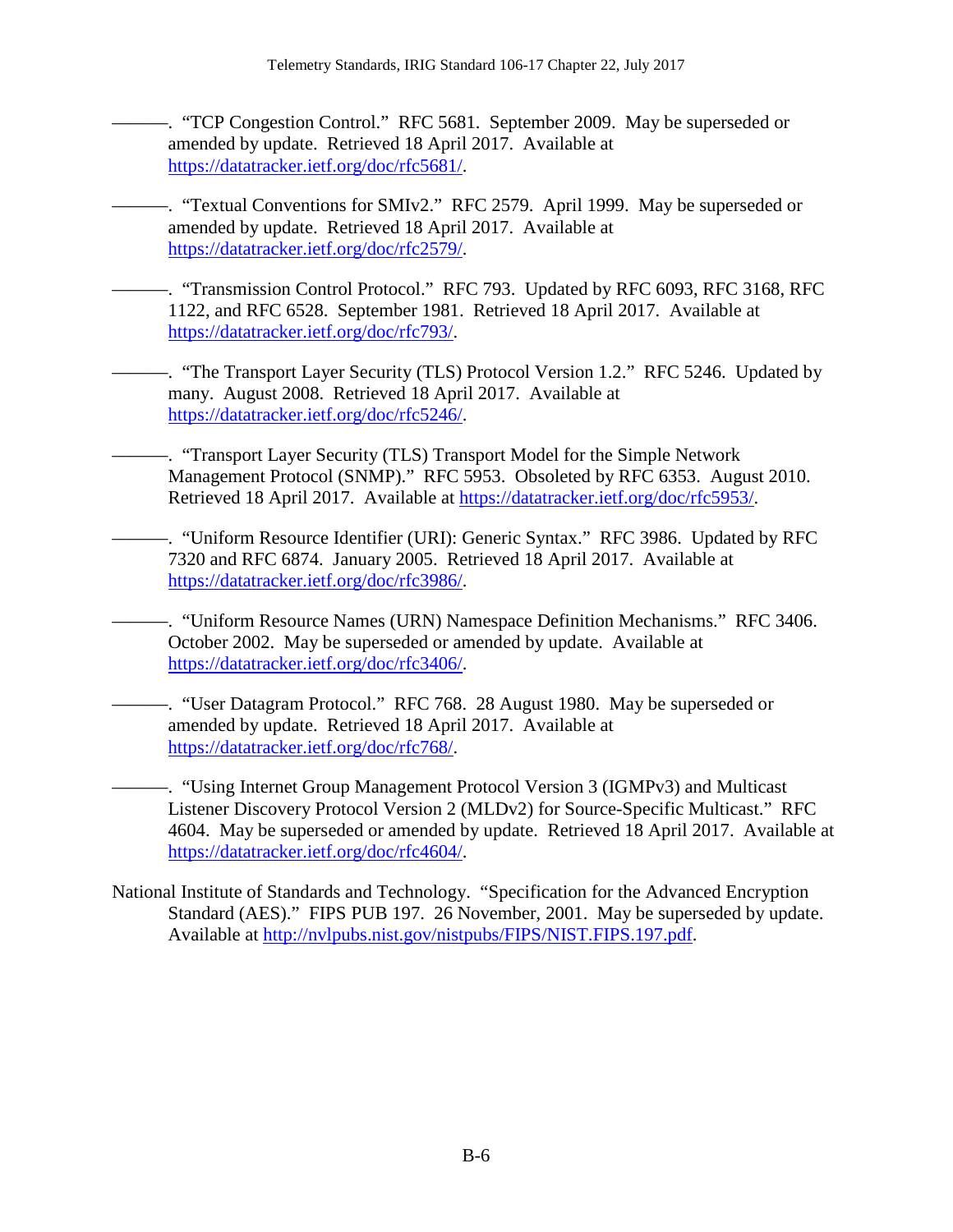———. "TCP Congestion Control." RFC 5681. September 2009. May be superseded or amended by update. Retrieved 18 April 2017. Available at https://datatracker.ietf.org/doc/rfc5681/.

———. "Textual Conventions for SMIv2." RFC 2579. April 1999. May be superseded or amended by update. Retrieved 18 April 2017. Available at https://datatracker.ietf.org/doc/rfc2579/.

———. "Transmission Control Protocol." RFC 793. Updated by RFC 6093, RFC 3168, RFC 1122, and RFC 6528. September 1981. Retrieved 18 April 2017. Available at https://datatracker.ietf.org/doc/rfc793/.

———. "The Transport Layer Security (TLS) Protocol Version 1.2." RFC 5246. Updated by many. August 2008. Retrieved 18 April 2017. Available at https://datatracker.ietf.org/doc/rfc5246/.

———. "Transport Layer Security (TLS) Transport Model for the Simple Network Management Protocol (SNMP)." RFC 5953. Obsoleted by RFC 6353. August 2010. Retrieved 18 April 2017. Available at https://datatracker.ietf.org/doc/rfc5953/.

———. "Uniform Resource Identifier (URI): Generic Syntax." RFC 3986. Updated by RFC 7320 and RFC 6874. January 2005. Retrieved 18 April 2017. Available at https://datatracker.ietf.org/doc/rfc3986/.

———. "Uniform Resource Names (URN) Namespace Definition Mechanisms." RFC 3406. October 2002. May be superseded or amended by update. Available at https://datatracker.ietf.org/doc/rfc3406/.

———. "User Datagram Protocol." RFC 768. 28 August 1980. May be superseded or amended by update. Retrieved 18 April 2017. Available at https://datatracker.ietf.org/doc/rfc768/.

———. "Using Internet Group Management Protocol Version 3 (IGMPv3) and Multicast Listener Discovery Protocol Version 2 (MLDv2) for Source-Specific Multicast." RFC 4604. May be superseded or amended by update. Retrieved 18 April 2017. Available at https://datatracker.ietf.org/doc/rfc4604/.

National Institute of Standards and Technology. "Specification for the Advanced Encryption Standard (AES)." FIPS PUB 197. 26 November, 2001. May be superseded by update. Available at http://nvlpubs.nist.gov/nistpubs/FIPS/NIST.FIPS.197.pdf.